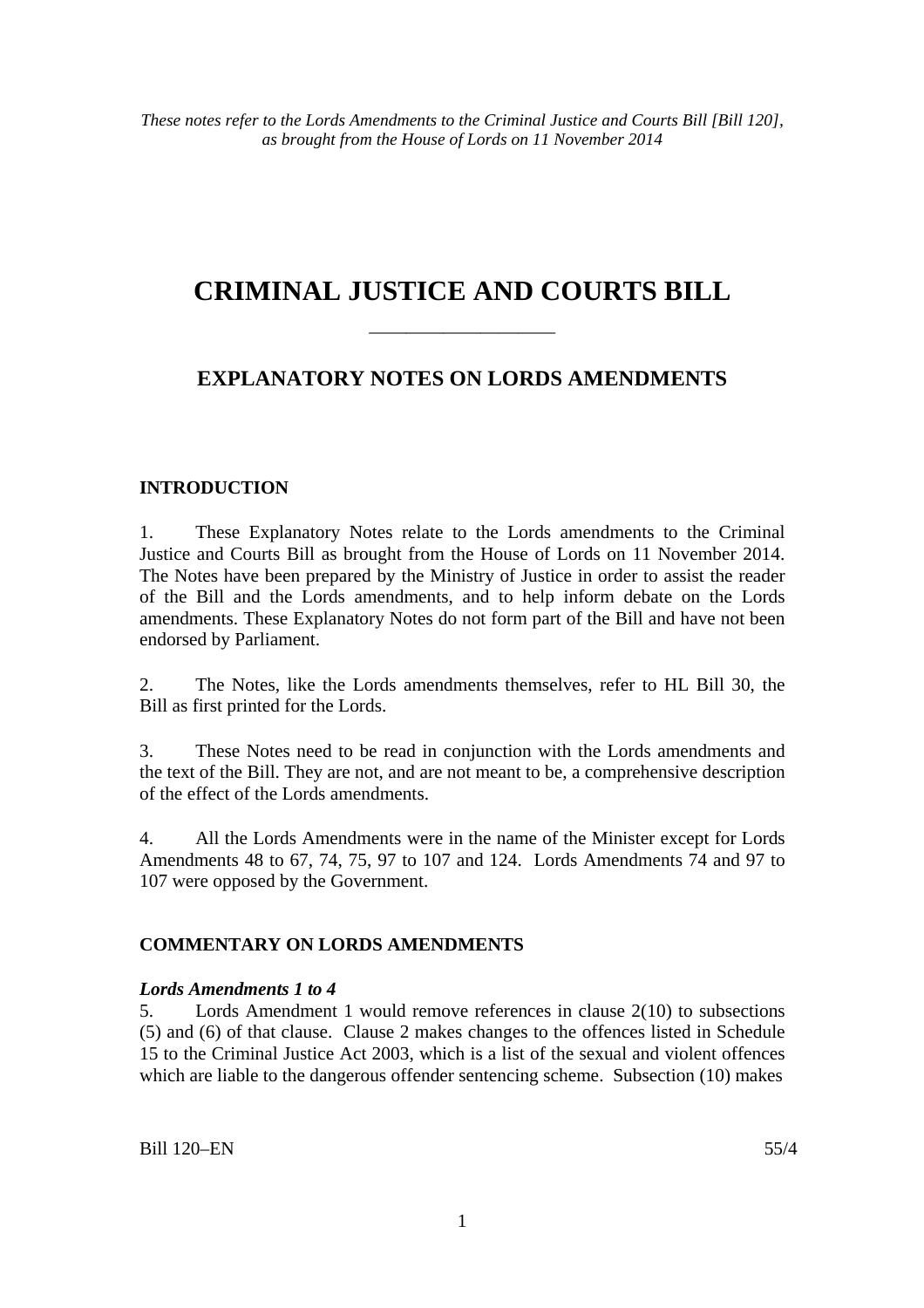*These notes refer to the Lords Amendments to the Criminal Justice and Courts Bill [Bill 120], as brought from the House of Lords on 11 November 2014*

# CRIMINAL JUSTICE AND COURTS BILL

---

## EXPLANATORY NOTES ON LORDS AMENDMENTS

### INTRODUCTION

1. These Explanatory Notes relate to the Lords amendments to the Criminal Justice and Courts Bill as brought from the House of Lords on 11 November 2014. The Notes have been prepared by the Ministry of Justice in order to assist the reader of the Bill and the Lords amendments, and to help inform debate on the Lords amendments. These Explanatory Notes do not form part of the Bill and have not been endorsed by Parliament.

2. The Notes, like the Lords amendments themselves, refer to HL Bill 30, the Bill as first printed for the Lords.

3. These Notes need to be read in conjunction with the Lords amendments and the text of the Bill. They are not, and are not meant to be, a comprehensive description of the effect of the Lords amendments.

4. All the Lords Amendments were in the name of the Minister except for Lords Amendments 48 to 67, 74, 75, 97 to 107 and 124. Lords Amendments 74 and 97 to 107 were opposed by the Government.

### COMMENTARY ON LORDS AMENDMENTS

***Lords Amendments 1 to 4***

5. Lords Amendment 1 would remove references in clause 2(10) to subsections (5) and (6) of that clause. Clause 2 makes changes to the offences listed in Schedule 15 to the Criminal Justice Act 2003, which is a list of the sexual and violent offences which are liable to the dangerous offender sentencing scheme. Subsection (10) makes

Bill 120–EN 55/4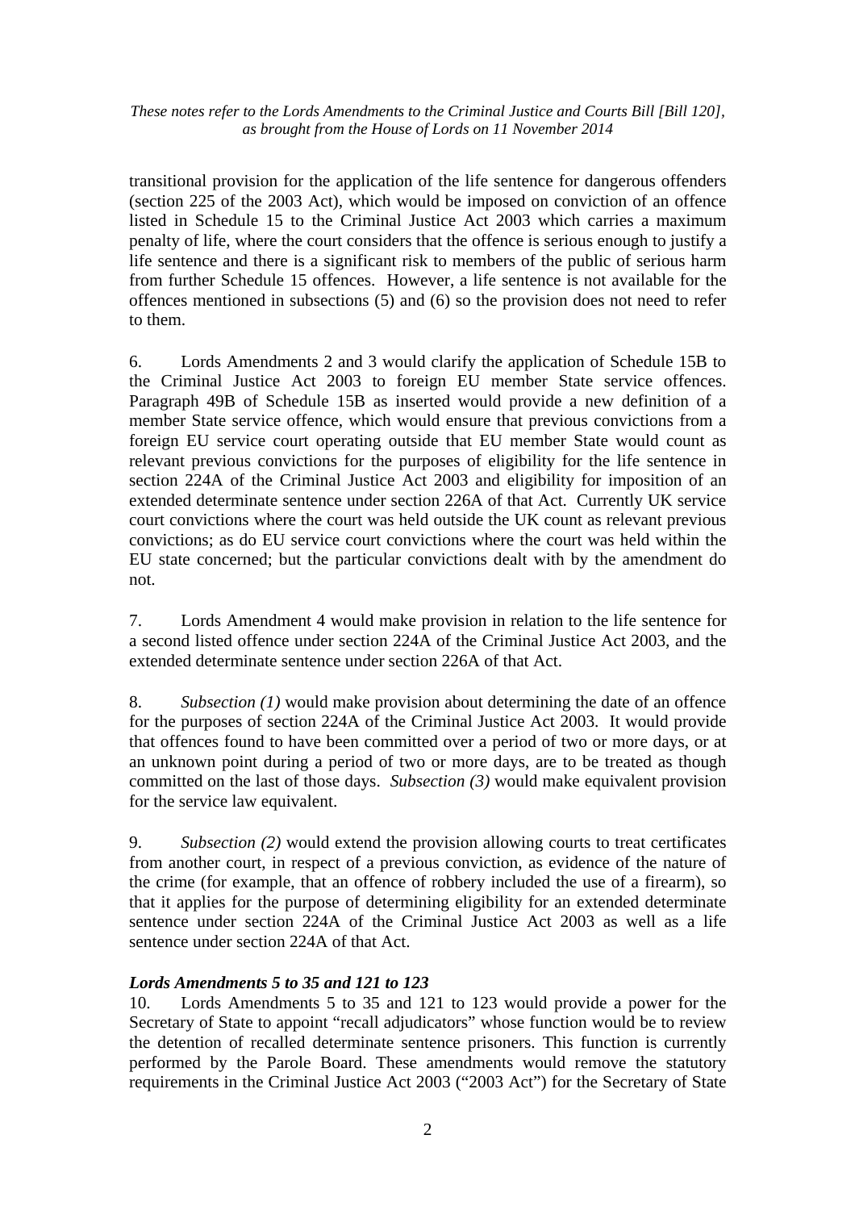transitional provision for the application of the life sentence for dangerous offenders (section 225 of the 2003 Act), which would be imposed on conviction of an offence listed in Schedule 15 to the Criminal Justice Act 2003 which carries a maximum penalty of life, where the court considers that the offence is serious enough to justify a life sentence and there is a significant risk to members of the public of serious harm from further Schedule 15 offences. However, a life sentence is not available for the offences mentioned in subsections (5) and (6) so the provision does not need to refer to them.

6. Lords Amendments 2 and 3 would clarify the application of Schedule 15B to the Criminal Justice Act 2003 to foreign EU member State service offences. Paragraph 49B of Schedule 15B as inserted would provide a new definition of a member State service offence, which would ensure that previous convictions from a foreign EU service court operating outside that EU member State would count as relevant previous convictions for the purposes of eligibility for the life sentence in section 224A of the Criminal Justice Act 2003 and eligibility for imposition of an extended determinate sentence under section 226A of that Act. Currently UK service court convictions where the court was held outside the UK count as relevant previous convictions; as do EU service court convictions where the court was held within the EU state concerned; but the particular convictions dealt with by the amendment do not.

7. Lords Amendment 4 would make provision in relation to the life sentence for a second listed offence under section 224A of the Criminal Justice Act 2003, and the extended determinate sentence under section 226A of that Act.

8. *Subsection (1)* would make provision about determining the date of an offence for the purposes of section 224A of the Criminal Justice Act 2003. It would provide that offences found to have been committed over a period of two or more days, or at an unknown point during a period of two or more days, are to be treated as though committed on the last of those days. *Subsection (3)* would make equivalent provision for the service law equivalent.

9. *Subsection (2)* would extend the provision allowing courts to treat certificates from another court, in respect of a previous conviction, as evidence of the nature of the crime (for example, that an offence of robbery included the use of a firearm), so that it applies for the purpose of determining eligibility for an extended determinate sentence under section 224A of the Criminal Justice Act 2003 as well as a life sentence under section 224A of that Act.

***Lords Amendments 5 to 35 and 121 to 123***

10. Lords Amendments 5 to 35 and 121 to 123 would provide a power for the Secretary of State to appoint "recall adjudicators" whose function would be to review the detention of recalled determinate sentence prisoners. This function is currently performed by the Parole Board. These amendments would remove the statutory requirements in the Criminal Justice Act 2003 ("2003 Act") for the Secretary of State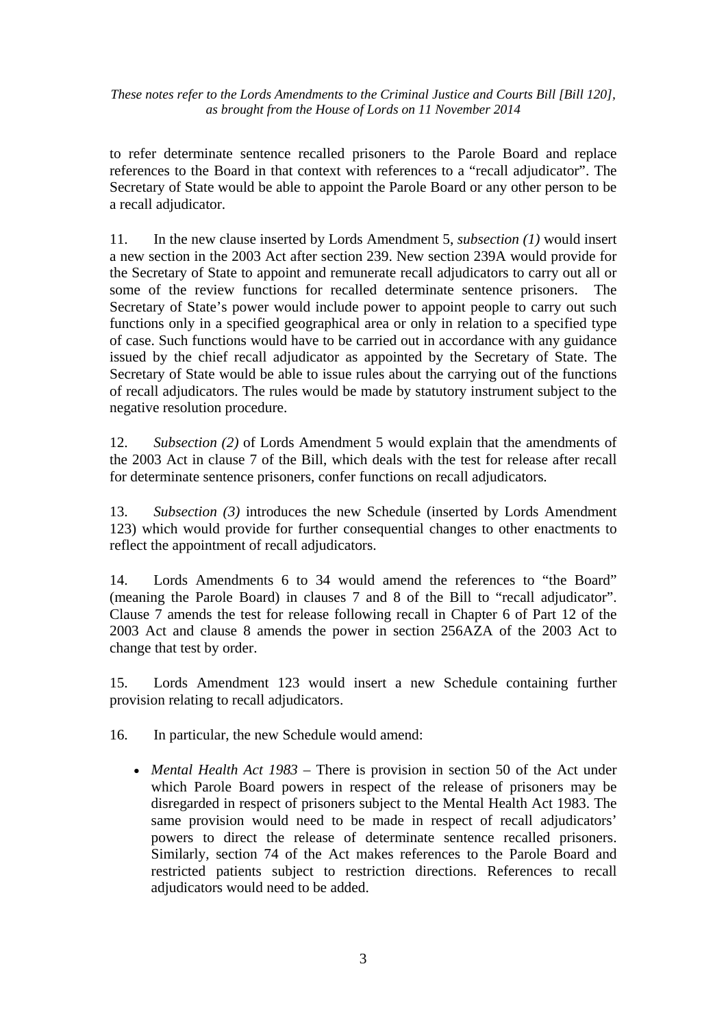to refer determinate sentence recalled prisoners to the Parole Board and replace references to the Board in that context with references to a "recall adjudicator". The Secretary of State would be able to appoint the Parole Board or any other person to be a recall adjudicator.

11. In the new clause inserted by Lords Amendment 5, *subsection (1)* would insert a new section in the 2003 Act after section 239. New section 239A would provide for the Secretary of State to appoint and remunerate recall adjudicators to carry out all or some of the review functions for recalled determinate sentence prisoners. The Secretary of State's power would include power to appoint people to carry out such functions only in a specified geographical area or only in relation to a specified type of case. Such functions would have to be carried out in accordance with any guidance issued by the chief recall adjudicator as appointed by the Secretary of State. The Secretary of State would be able to issue rules about the carrying out of the functions of recall adjudicators. The rules would be made by statutory instrument subject to the negative resolution procedure.

12. *Subsection (2)* of Lords Amendment 5 would explain that the amendments of the 2003 Act in clause 7 of the Bill, which deals with the test for release after recall for determinate sentence prisoners, confer functions on recall adjudicators.

13. *Subsection (3)* introduces the new Schedule (inserted by Lords Amendment 123) which would provide for further consequential changes to other enactments to reflect the appointment of recall adjudicators.

14. Lords Amendments 6 to 34 would amend the references to "the Board" (meaning the Parole Board) in clauses 7 and 8 of the Bill to "recall adjudicator". Clause 7 amends the test for release following recall in Chapter 6 of Part 12 of the 2003 Act and clause 8 amends the power in section 256AZA of the 2003 Act to change that test by order.

15. Lords Amendment 123 would insert a new Schedule containing further provision relating to recall adjudicators.

16. In particular, the new Schedule would amend:

- *Mental Health Act 1983* – There is provision in section 50 of the Act under which Parole Board powers in respect of the release of prisoners may be disregarded in respect of prisoners subject to the Mental Health Act 1983. The same provision would need to be made in respect of recall adjudicators' powers to direct the release of determinate sentence recalled prisoners. Similarly, section 74 of the Act makes references to the Parole Board and restricted patients subject to restriction directions. References to recall adjudicators would need to be added.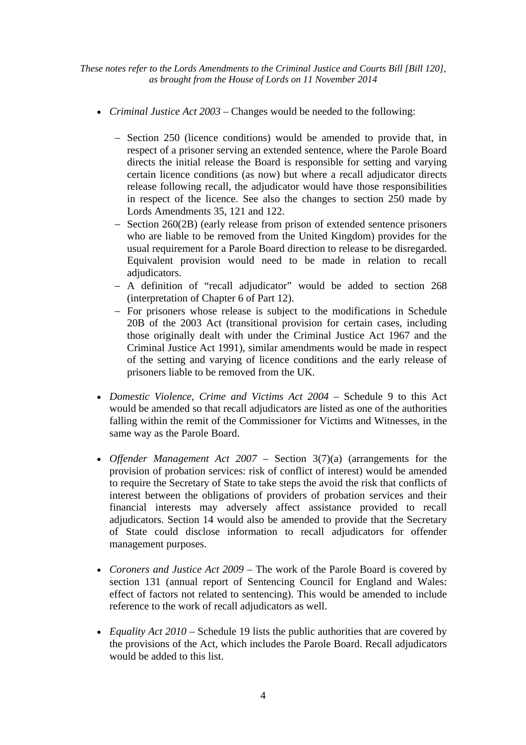- *Criminal Justice Act 2003* – Changes would be needed to the following:

  - Section 250 (licence conditions) would be amended to provide that, in respect of a prisoner serving an extended sentence, where the Parole Board directs the initial release the Board is responsible for setting and varying certain licence conditions (as now) but where a recall adjudicator directs release following recall, the adjudicator would have those responsibilities in respect of the licence. See also the changes to section 250 made by Lords Amendments 35, 121 and 122.
  - Section 260(2B) (early release from prison of extended sentence prisoners who are liable to be removed from the United Kingdom) provides for the usual requirement for a Parole Board direction to release to be disregarded. Equivalent provision would need to be made in relation to recall adjudicators.
  - A definition of "recall adjudicator" would be added to section 268 (interpretation of Chapter 6 of Part 12).
  - For prisoners whose release is subject to the modifications in Schedule 20B of the 2003 Act (transitional provision for certain cases, including those originally dealt with under the Criminal Justice Act 1967 and the Criminal Justice Act 1991), similar amendments would be made in respect of the setting and varying of licence conditions and the early release of prisoners liable to be removed from the UK.

- *Domestic Violence, Crime and Victims Act 2004* – Schedule 9 to this Act would be amended so that recall adjudicators are listed as one of the authorities falling within the remit of the Commissioner for Victims and Witnesses, in the same way as the Parole Board.

- *Offender Management Act 2007* – Section 3(7)(a) (arrangements for the provision of probation services: risk of conflict of interest) would be amended to require the Secretary of State to take steps the avoid the risk that conflicts of interest between the obligations of providers of probation services and their financial interests may adversely affect assistance provided to recall adjudicators. Section 14 would also be amended to provide that the Secretary of State could disclose information to recall adjudicators for offender management purposes.

- *Coroners and Justice Act 2009* – The work of the Parole Board is covered by section 131 (annual report of Sentencing Council for England and Wales: effect of factors not related to sentencing). This would be amended to include reference to the work of recall adjudicators as well.

- *Equality Act 2010* – Schedule 19 lists the public authorities that are covered by the provisions of the Act, which includes the Parole Board. Recall adjudicators would be added to this list.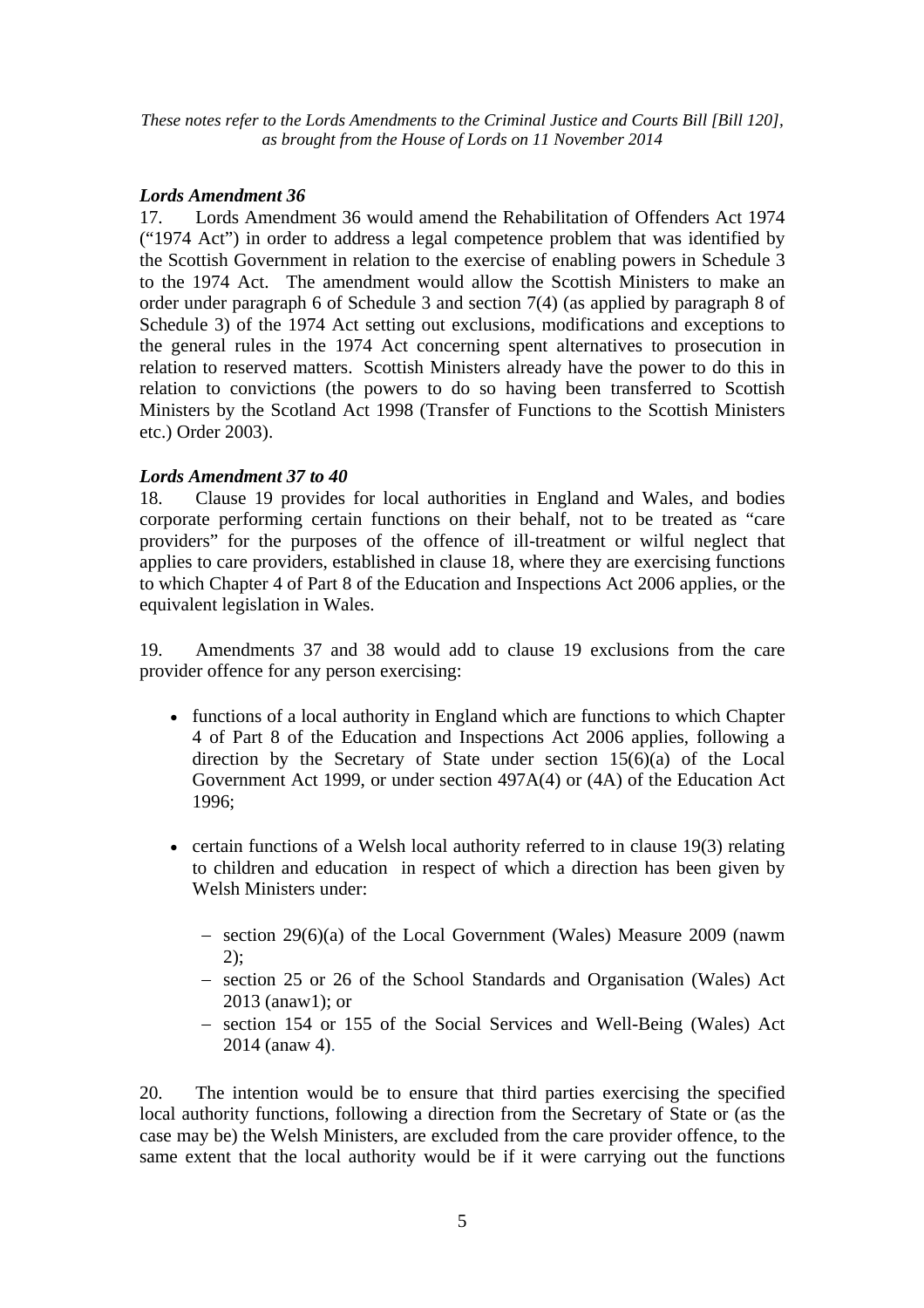*These notes refer to the Lords Amendments to the Criminal Justice and Courts Bill [Bill 120], as brought from the House of Lords on 11 November 2014*

### *Lords Amendment 36*

17. Lords Amendment 36 would amend the Rehabilitation of Offenders Act 1974 ("1974 Act") in order to address a legal competence problem that was identified by the Scottish Government in relation to the exercise of enabling powers in Schedule 3 to the 1974 Act. The amendment would allow the Scottish Ministers to make an order under paragraph 6 of Schedule 3 and section 7(4) (as applied by paragraph 8 of Schedule 3) of the 1974 Act setting out exclusions, modifications and exceptions to the general rules in the 1974 Act concerning spent alternatives to prosecution in relation to reserved matters. Scottish Ministers already have the power to do this in relation to convictions (the powers to do so having been transferred to Scottish Ministers by the Scotland Act 1998 (Transfer of Functions to the Scottish Ministers etc.) Order 2003).

### *Lords Amendment 37 to 40*

18. Clause 19 provides for local authorities in England and Wales, and bodies corporate performing certain functions on their behalf, not to be treated as "care providers" for the purposes of the offence of ill-treatment or wilful neglect that applies to care providers, established in clause 18, where they are exercising functions to which Chapter 4 of Part 8 of the Education and Inspections Act 2006 applies, or the equivalent legislation in Wales.

19. Amendments 37 and 38 would add to clause 19 exclusions from the care provider offence for any person exercising:

- functions of a local authority in England which are functions to which Chapter 4 of Part 8 of the Education and Inspections Act 2006 applies, following a direction by the Secretary of State under section 15(6)(a) of the Local Government Act 1999, or under section 497A(4) or (4A) of the Education Act 1996;
- certain functions of a Welsh local authority referred to in clause 19(3) relating to children and education in respect of which a direction has been given by Welsh Ministers under:
  - section 29(6)(a) of the Local Government (Wales) Measure 2009 (nawm 2);
  - section 25 or 26 of the School Standards and Organisation (Wales) Act 2013 (anaw1); or
  - section 154 or 155 of the Social Services and Well-Being (Wales) Act 2014 (anaw 4).

20. The intention would be to ensure that third parties exercising the specified local authority functions, following a direction from the Secretary of State or (as the case may be) the Welsh Ministers, are excluded from the care provider offence, to the same extent that the local authority would be if it were carrying out the functions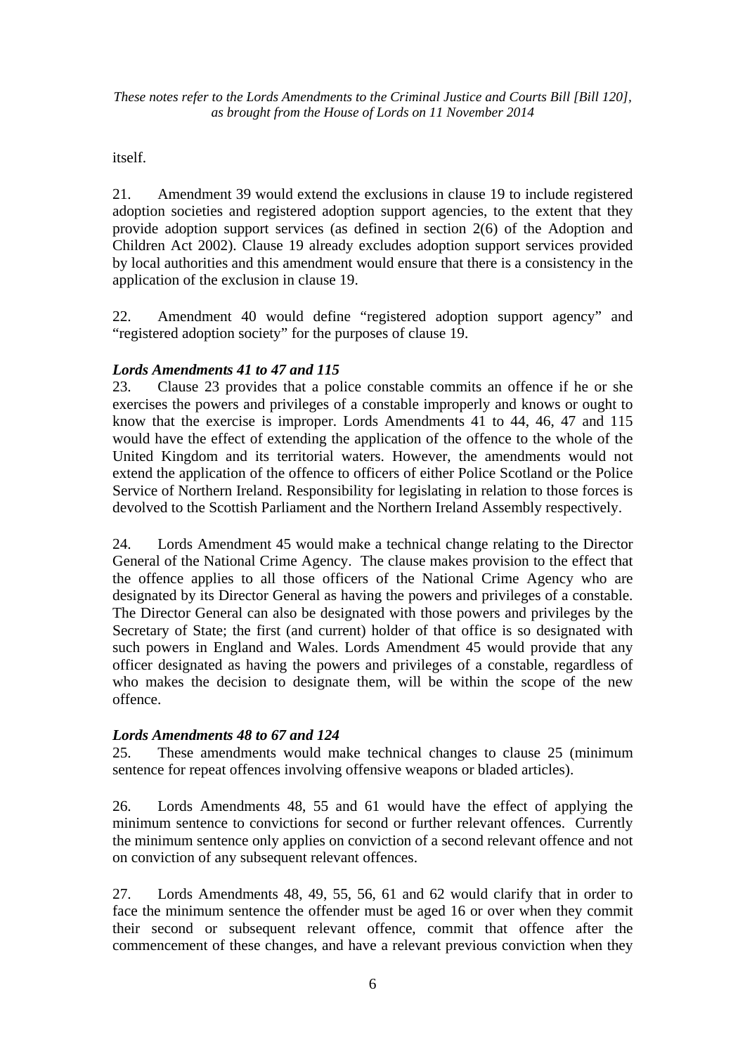itself.

21. Amendment 39 would extend the exclusions in clause 19 to include registered adoption societies and registered adoption support agencies, to the extent that they provide adoption support services (as defined in section 2(6) of the Adoption and Children Act 2002). Clause 19 already excludes adoption support services provided by local authorities and this amendment would ensure that there is a consistency in the application of the exclusion in clause 19.

22. Amendment 40 would define "registered adoption support agency" and "registered adoption society" for the purposes of clause 19.

***Lords Amendments 41 to 47 and 115***

23. Clause 23 provides that a police constable commits an offence if he or she exercises the powers and privileges of a constable improperly and knows or ought to know that the exercise is improper. Lords Amendments 41 to 44, 46, 47 and 115 would have the effect of extending the application of the offence to the whole of the United Kingdom and its territorial waters. However, the amendments would not extend the application of the offence to officers of either Police Scotland or the Police Service of Northern Ireland. Responsibility for legislating in relation to those forces is devolved to the Scottish Parliament and the Northern Ireland Assembly respectively.

24. Lords Amendment 45 would make a technical change relating to the Director General of the National Crime Agency. The clause makes provision to the effect that the offence applies to all those officers of the National Crime Agency who are designated by its Director General as having the powers and privileges of a constable. The Director General can also be designated with those powers and privileges by the Secretary of State; the first (and current) holder of that office is so designated with such powers in England and Wales. Lords Amendment 45 would provide that any officer designated as having the powers and privileges of a constable, regardless of who makes the decision to designate them, will be within the scope of the new offence.

***Lords Amendments 48 to 67 and 124***

25. These amendments would make technical changes to clause 25 (minimum sentence for repeat offences involving offensive weapons or bladed articles).

26. Lords Amendments 48, 55 and 61 would have the effect of applying the minimum sentence to convictions for second or further relevant offences. Currently the minimum sentence only applies on conviction of a second relevant offence and not on conviction of any subsequent relevant offences.

27. Lords Amendments 48, 49, 55, 56, 61 and 62 would clarify that in order to face the minimum sentence the offender must be aged 16 or over when they commit their second or subsequent relevant offence, commit that offence after the commencement of these changes, and have a relevant previous conviction when they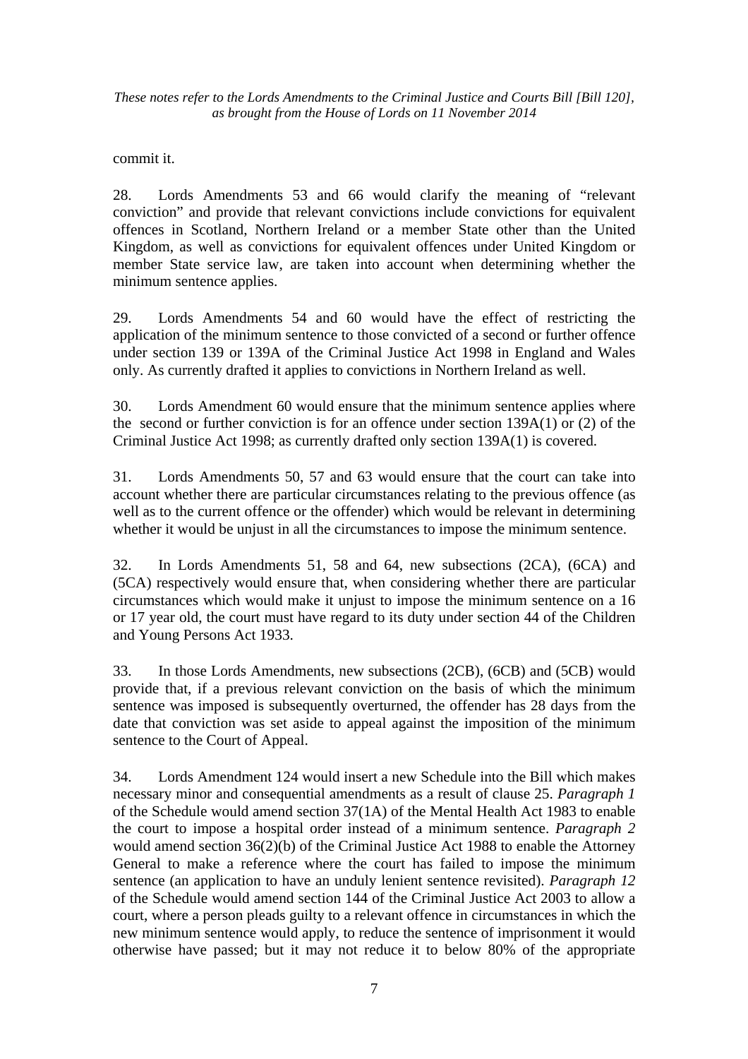commit it.

28. Lords Amendments 53 and 66 would clarify the meaning of "relevant conviction" and provide that relevant convictions include convictions for equivalent offences in Scotland, Northern Ireland or a member State other than the United Kingdom, as well as convictions for equivalent offences under United Kingdom or member State service law, are taken into account when determining whether the minimum sentence applies.

29. Lords Amendments 54 and 60 would have the effect of restricting the application of the minimum sentence to those convicted of a second or further offence under section 139 or 139A of the Criminal Justice Act 1998 in England and Wales only. As currently drafted it applies to convictions in Northern Ireland as well.

30. Lords Amendment 60 would ensure that the minimum sentence applies where the second or further conviction is for an offence under section 139A(1) or (2) of the Criminal Justice Act 1998; as currently drafted only section 139A(1) is covered.

31. Lords Amendments 50, 57 and 63 would ensure that the court can take into account whether there are particular circumstances relating to the previous offence (as well as to the current offence or the offender) which would be relevant in determining whether it would be unjust in all the circumstances to impose the minimum sentence.

32. In Lords Amendments 51, 58 and 64, new subsections (2CA), (6CA) and (5CA) respectively would ensure that, when considering whether there are particular circumstances which would make it unjust to impose the minimum sentence on a 16 or 17 year old, the court must have regard to its duty under section 44 of the Children and Young Persons Act 1933.

33. In those Lords Amendments, new subsections (2CB), (6CB) and (5CB) would provide that, if a previous relevant conviction on the basis of which the minimum sentence was imposed is subsequently overturned, the offender has 28 days from the date that conviction was set aside to appeal against the imposition of the minimum sentence to the Court of Appeal.

34. Lords Amendment 124 would insert a new Schedule into the Bill which makes necessary minor and consequential amendments as a result of clause 25. *Paragraph 1* of the Schedule would amend section 37(1A) of the Mental Health Act 1983 to enable the court to impose a hospital order instead of a minimum sentence. *Paragraph 2* would amend section 36(2)(b) of the Criminal Justice Act 1988 to enable the Attorney General to make a reference where the court has failed to impose the minimum sentence (an application to have an unduly lenient sentence revisited). *Paragraph 12* of the Schedule would amend section 144 of the Criminal Justice Act 2003 to allow a court, where a person pleads guilty to a relevant offence in circumstances in which the new minimum sentence would apply, to reduce the sentence of imprisonment it would otherwise have passed; but it may not reduce it to below 80% of the appropriate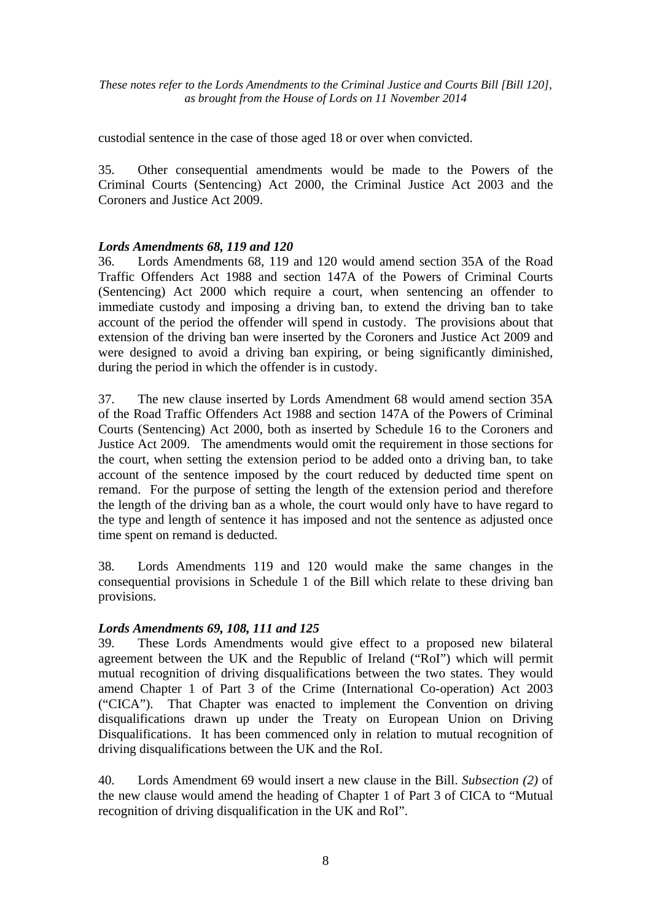custodial sentence in the case of those aged 18 or over when convicted.

35. Other consequential amendments would be made to the Powers of the Criminal Courts (Sentencing) Act 2000, the Criminal Justice Act 2003 and the Coroners and Justice Act 2009.

***Lords Amendments 68, 119 and 120***

36. Lords Amendments 68, 119 and 120 would amend section 35A of the Road Traffic Offenders Act 1988 and section 147A of the Powers of Criminal Courts (Sentencing) Act 2000 which require a court, when sentencing an offender to immediate custody and imposing a driving ban, to extend the driving ban to take account of the period the offender will spend in custody. The provisions about that extension of the driving ban were inserted by the Coroners and Justice Act 2009 and were designed to avoid a driving ban expiring, or being significantly diminished, during the period in which the offender is in custody.

37. The new clause inserted by Lords Amendment 68 would amend section 35A of the Road Traffic Offenders Act 1988 and section 147A of the Powers of Criminal Courts (Sentencing) Act 2000, both as inserted by Schedule 16 to the Coroners and Justice Act 2009. The amendments would omit the requirement in those sections for the court, when setting the extension period to be added onto a driving ban, to take account of the sentence imposed by the court reduced by deducted time spent on remand. For the purpose of setting the length of the extension period and therefore the length of the driving ban as a whole, the court would only have to have regard to the type and length of sentence it has imposed and not the sentence as adjusted once time spent on remand is deducted.

38. Lords Amendments 119 and 120 would make the same changes in the consequential provisions in Schedule 1 of the Bill which relate to these driving ban provisions.

***Lords Amendments 69, 108, 111 and 125***

39. These Lords Amendments would give effect to a proposed new bilateral agreement between the UK and the Republic of Ireland ("RoI") which will permit mutual recognition of driving disqualifications between the two states. They would amend Chapter 1 of Part 3 of the Crime (International Co-operation) Act 2003 ("CICA"). That Chapter was enacted to implement the Convention on driving disqualifications drawn up under the Treaty on European Union on Driving Disqualifications. It has been commenced only in relation to mutual recognition of driving disqualifications between the UK and the RoI.

40. Lords Amendment 69 would insert a new clause in the Bill. *Subsection (2)* of the new clause would amend the heading of Chapter 1 of Part 3 of CICA to "Mutual recognition of driving disqualification in the UK and RoI".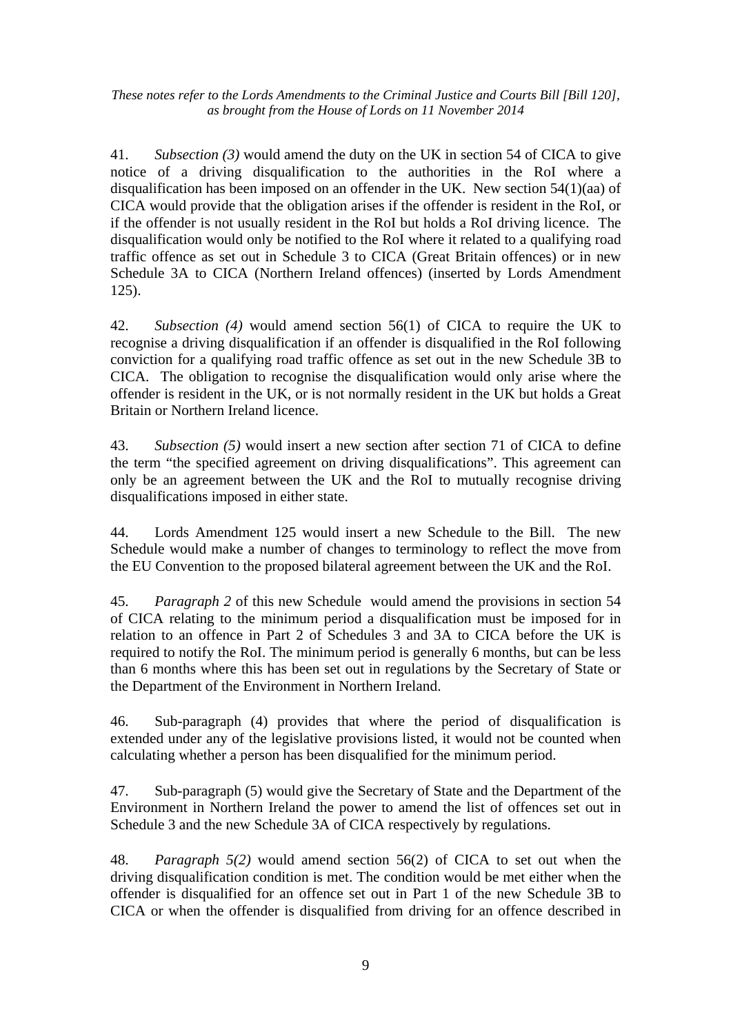41. *Subsection (3)* would amend the duty on the UK in section 54 of CICA to give notice of a driving disqualification to the authorities in the RoI where a disqualification has been imposed on an offender in the UK. New section 54(1)(aa) of CICA would provide that the obligation arises if the offender is resident in the RoI, or if the offender is not usually resident in the RoI but holds a RoI driving licence. The disqualification would only be notified to the RoI where it related to a qualifying road traffic offence as set out in Schedule 3 to CICA (Great Britain offences) or in new Schedule 3A to CICA (Northern Ireland offences) (inserted by Lords Amendment 125).

42. *Subsection (4)* would amend section 56(1) of CICA to require the UK to recognise a driving disqualification if an offender is disqualified in the RoI following conviction for a qualifying road traffic offence as set out in the new Schedule 3B to CICA. The obligation to recognise the disqualification would only arise where the offender is resident in the UK, or is not normally resident in the UK but holds a Great Britain or Northern Ireland licence.

43. *Subsection (5)* would insert a new section after section 71 of CICA to define the term "the specified agreement on driving disqualifications". This agreement can only be an agreement between the UK and the RoI to mutually recognise driving disqualifications imposed in either state.

44. Lords Amendment 125 would insert a new Schedule to the Bill. The new Schedule would make a number of changes to terminology to reflect the move from the EU Convention to the proposed bilateral agreement between the UK and the RoI.

45. *Paragraph 2* of this new Schedule would amend the provisions in section 54 of CICA relating to the minimum period a disqualification must be imposed for in relation to an offence in Part 2 of Schedules 3 and 3A to CICA before the UK is required to notify the RoI. The minimum period is generally 6 months, but can be less than 6 months where this has been set out in regulations by the Secretary of State or the Department of the Environment in Northern Ireland.

46. Sub-paragraph (4) provides that where the period of disqualification is extended under any of the legislative provisions listed, it would not be counted when calculating whether a person has been disqualified for the minimum period.

47. Sub-paragraph (5) would give the Secretary of State and the Department of the Environment in Northern Ireland the power to amend the list of offences set out in Schedule 3 and the new Schedule 3A of CICA respectively by regulations.

48. *Paragraph 5(2)* would amend section 56(2) of CICA to set out when the driving disqualification condition is met. The condition would be met either when the offender is disqualified for an offence set out in Part 1 of the new Schedule 3B to CICA or when the offender is disqualified from driving for an offence described in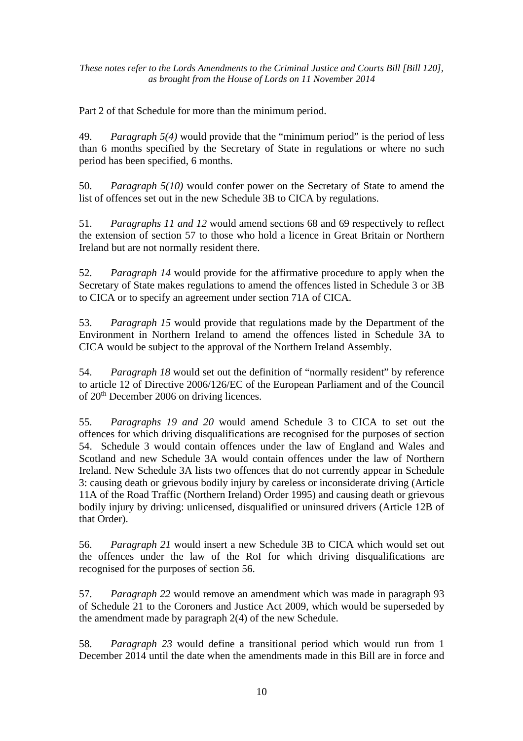Part 2 of that Schedule for more than the minimum period.

49. *Paragraph 5(4)* would provide that the "minimum period" is the period of less than 6 months specified by the Secretary of State in regulations or where no such period has been specified, 6 months.

50. *Paragraph 5(10)* would confer power on the Secretary of State to amend the list of offences set out in the new Schedule 3B to CICA by regulations.

51. *Paragraphs 11 and 12* would amend sections 68 and 69 respectively to reflect the extension of section 57 to those who hold a licence in Great Britain or Northern Ireland but are not normally resident there.

52. *Paragraph 14* would provide for the affirmative procedure to apply when the Secretary of State makes regulations to amend the offences listed in Schedule 3 or 3B to CICA or to specify an agreement under section 71A of CICA.

53. *Paragraph 15* would provide that regulations made by the Department of the Environment in Northern Ireland to amend the offences listed in Schedule 3A to CICA would be subject to the approval of the Northern Ireland Assembly.

54. *Paragraph 18* would set out the definition of "normally resident" by reference to article 12 of Directive 2006/126/EC of the European Parliament and of the Council of 20th December 2006 on driving licences.

55. *Paragraphs 19 and 20* would amend Schedule 3 to CICA to set out the offences for which driving disqualifications are recognised for the purposes of section 54. Schedule 3 would contain offences under the law of England and Wales and Scotland and new Schedule 3A would contain offences under the law of Northern Ireland. New Schedule 3A lists two offences that do not currently appear in Schedule 3: causing death or grievous bodily injury by careless or inconsiderate driving (Article 11A of the Road Traffic (Northern Ireland) Order 1995) and causing death or grievous bodily injury by driving: unlicensed, disqualified or uninsured drivers (Article 12B of that Order).

56. *Paragraph 21* would insert a new Schedule 3B to CICA which would set out the offences under the law of the RoI for which driving disqualifications are recognised for the purposes of section 56.

57. *Paragraph 22* would remove an amendment which was made in paragraph 93 of Schedule 21 to the Coroners and Justice Act 2009, which would be superseded by the amendment made by paragraph 2(4) of the new Schedule.

58. *Paragraph 23* would define a transitional period which would run from 1 December 2014 until the date when the amendments made in this Bill are in force and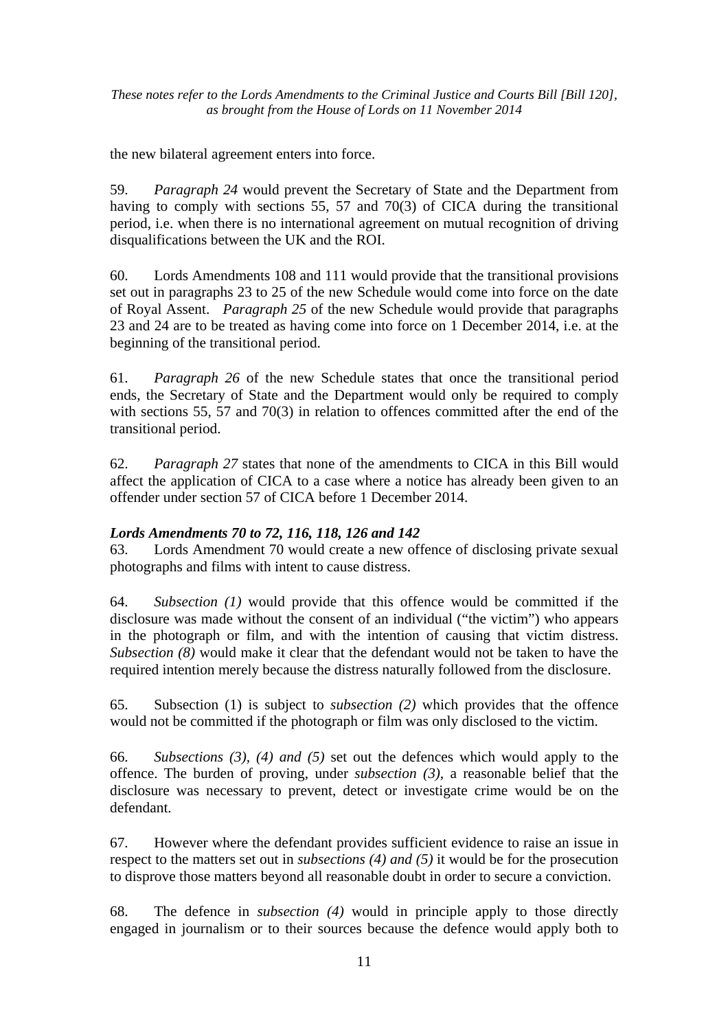the new bilateral agreement enters into force.

59. *Paragraph 24* would prevent the Secretary of State and the Department from having to comply with sections 55, 57 and 70(3) of CICA during the transitional period, i.e. when there is no international agreement on mutual recognition of driving disqualifications between the UK and the ROI.

60. Lords Amendments 108 and 111 would provide that the transitional provisions set out in paragraphs 23 to 25 of the new Schedule would come into force on the date of Royal Assent. *Paragraph 25* of the new Schedule would provide that paragraphs 23 and 24 are to be treated as having come into force on 1 December 2014, i.e. at the beginning of the transitional period.

61. *Paragraph 26* of the new Schedule states that once the transitional period ends, the Secretary of State and the Department would only be required to comply with sections 55, 57 and 70(3) in relation to offences committed after the end of the transitional period.

62. *Paragraph 27* states that none of the amendments to CICA in this Bill would affect the application of CICA to a case where a notice has already been given to an offender under section 57 of CICA before 1 December 2014.

### *Lords Amendments 70 to 72, 116, 118, 126 and 142*

63. Lords Amendment 70 would create a new offence of disclosing private sexual photographs and films with intent to cause distress.

64. *Subsection (1)* would provide that this offence would be committed if the disclosure was made without the consent of an individual ("the victim") who appears in the photograph or film, and with the intention of causing that victim distress. *Subsection (8)* would make it clear that the defendant would not be taken to have the required intention merely because the distress naturally followed from the disclosure.

65. Subsection (1) is subject to *subsection (2)* which provides that the offence would not be committed if the photograph or film was only disclosed to the victim.

66. *Subsections (3), (4) and (5)* set out the defences which would apply to the offence. The burden of proving, under *subsection (3)*, a reasonable belief that the disclosure was necessary to prevent, detect or investigate crime would be on the defendant.

67. However where the defendant provides sufficient evidence to raise an issue in respect to the matters set out in *subsections (4) and (5)* it would be for the prosecution to disprove those matters beyond all reasonable doubt in order to secure a conviction.

68. The defence in *subsection (4)* would in principle apply to those directly engaged in journalism or to their sources because the defence would apply both to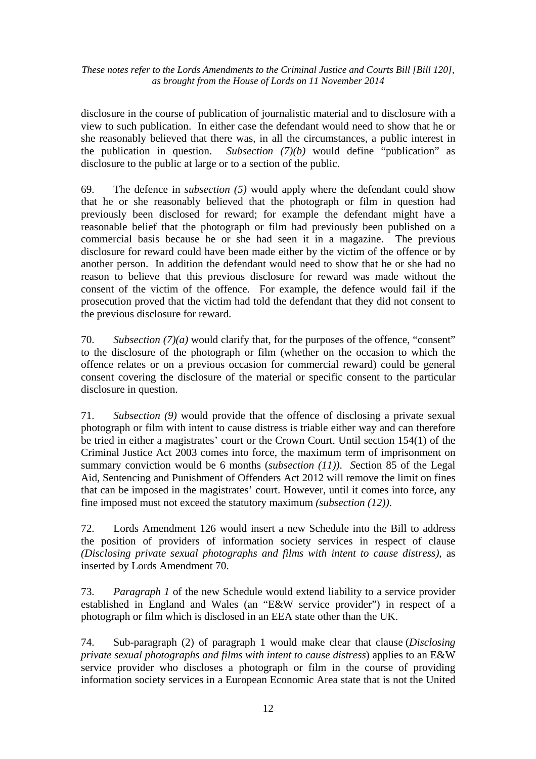disclosure in the course of publication of journalistic material and to disclosure with a view to such publication. In either case the defendant would need to show that he or she reasonably believed that there was, in all the circumstances, a public interest in the publication in question. *Subsection (7)(b)* would define "publication" as disclosure to the public at large or to a section of the public.

69. The defence in *subsection (5)* would apply where the defendant could show that he or she reasonably believed that the photograph or film in question had previously been disclosed for reward; for example the defendant might have a reasonable belief that the photograph or film had previously been published on a commercial basis because he or she had seen it in a magazine. The previous disclosure for reward could have been made either by the victim of the offence or by another person. In addition the defendant would need to show that he or she had no reason to believe that this previous disclosure for reward was made without the consent of the victim of the offence. For example, the defence would fail if the prosecution proved that the victim had told the defendant that they did not consent to the previous disclosure for reward.

70. *Subsection (7)(a)* would clarify that, for the purposes of the offence, "consent" to the disclosure of the photograph or film (whether on the occasion to which the offence relates or on a previous occasion for commercial reward) could be general consent covering the disclosure of the material or specific consent to the particular disclosure in question.

71. *Subsection (9)* would provide that the offence of disclosing a private sexual photograph or film with intent to cause distress is triable either way and can therefore be tried in either a magistrates' court or the Crown Court. Until section 154(1) of the Criminal Justice Act 2003 comes into force, the maximum term of imprisonment on summary conviction would be 6 months (*subsection (11)*). Section 85 of the Legal Aid, Sentencing and Punishment of Offenders Act 2012 will remove the limit on fines that can be imposed in the magistrates' court. However, until it comes into force, any fine imposed must not exceed the statutory maximum *(subsection (12))*.

72. Lords Amendment 126 would insert a new Schedule into the Bill to address the position of providers of information society services in respect of clause *(Disclosing private sexual photographs and films with intent to cause distress)*, as inserted by Lords Amendment 70.

73. *Paragraph 1* of the new Schedule would extend liability to a service provider established in England and Wales (an "E&W service provider") in respect of a photograph or film which is disclosed in an EEA state other than the UK.

74. Sub-paragraph (2) of paragraph 1 would make clear that clause (*Disclosing private sexual photographs and films with intent to cause distress*) applies to an E&W service provider who discloses a photograph or film in the course of providing information society services in a European Economic Area state that is not the United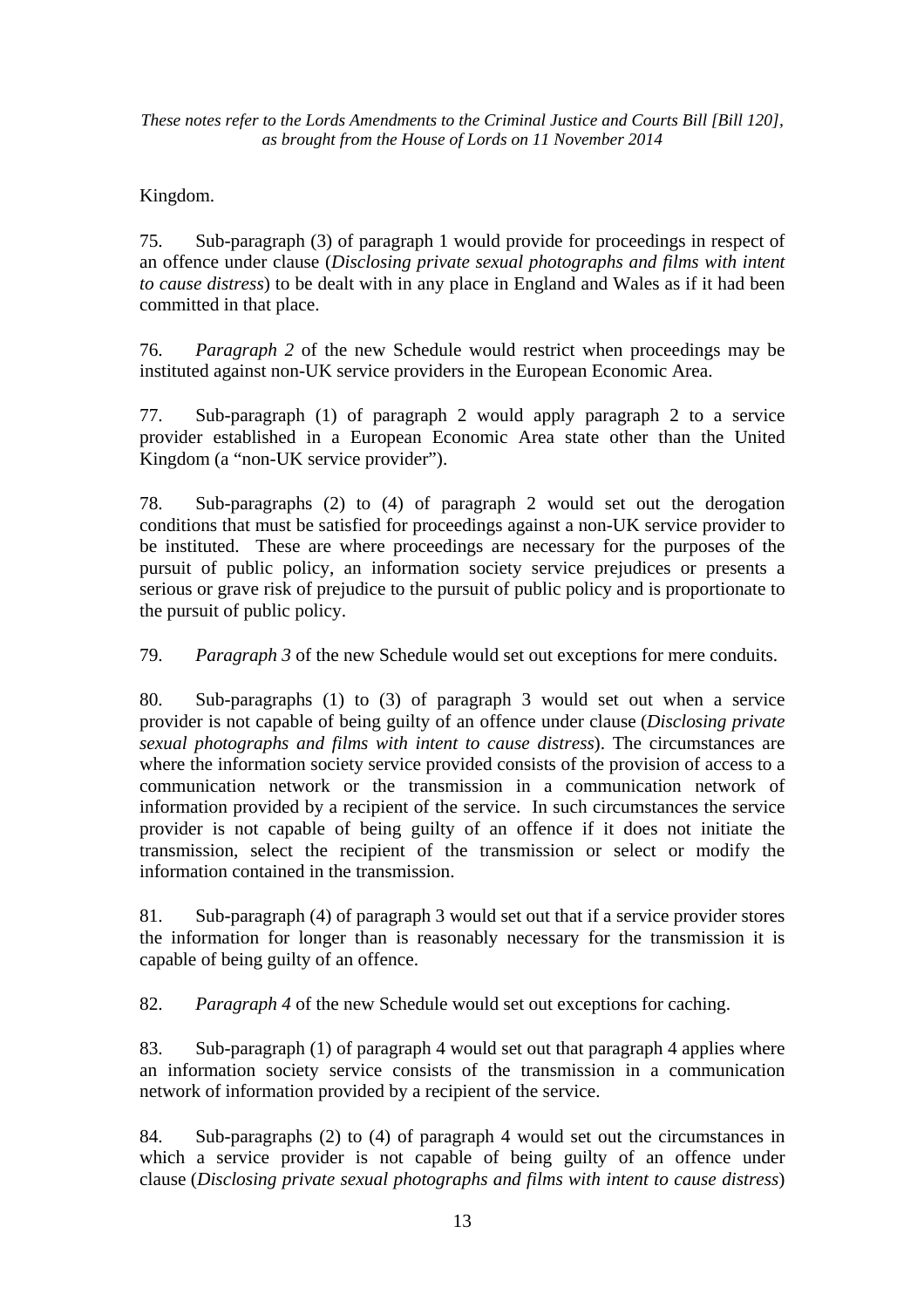Kingdom.

75. Sub-paragraph (3) of paragraph 1 would provide for proceedings in respect of an offence under clause (*Disclosing private sexual photographs and films with intent to cause distress*) to be dealt with in any place in England and Wales as if it had been committed in that place.

76. *Paragraph 2* of the new Schedule would restrict when proceedings may be instituted against non-UK service providers in the European Economic Area.

77. Sub-paragraph (1) of paragraph 2 would apply paragraph 2 to a service provider established in a European Economic Area state other than the United Kingdom (a "non-UK service provider").

78. Sub-paragraphs (2) to (4) of paragraph 2 would set out the derogation conditions that must be satisfied for proceedings against a non-UK service provider to be instituted. These are where proceedings are necessary for the purposes of the pursuit of public policy, an information society service prejudices or presents a serious or grave risk of prejudice to the pursuit of public policy and is proportionate to the pursuit of public policy.

79. *Paragraph 3* of the new Schedule would set out exceptions for mere conduits.

80. Sub-paragraphs (1) to (3) of paragraph 3 would set out when a service provider is not capable of being guilty of an offence under clause (*Disclosing private sexual photographs and films with intent to cause distress*). The circumstances are where the information society service provided consists of the provision of access to a communication network or the transmission in a communication network of information provided by a recipient of the service. In such circumstances the service provider is not capable of being guilty of an offence if it does not initiate the transmission, select the recipient of the transmission or select or modify the information contained in the transmission.

81. Sub-paragraph (4) of paragraph 3 would set out that if a service provider stores the information for longer than is reasonably necessary for the transmission it is capable of being guilty of an offence.

82. *Paragraph 4* of the new Schedule would set out exceptions for caching.

83. Sub-paragraph (1) of paragraph 4 would set out that paragraph 4 applies where an information society service consists of the transmission in a communication network of information provided by a recipient of the service.

84. Sub-paragraphs (2) to (4) of paragraph 4 would set out the circumstances in which a service provider is not capable of being guilty of an offence under clause (*Disclosing private sexual photographs and films with intent to cause distress*)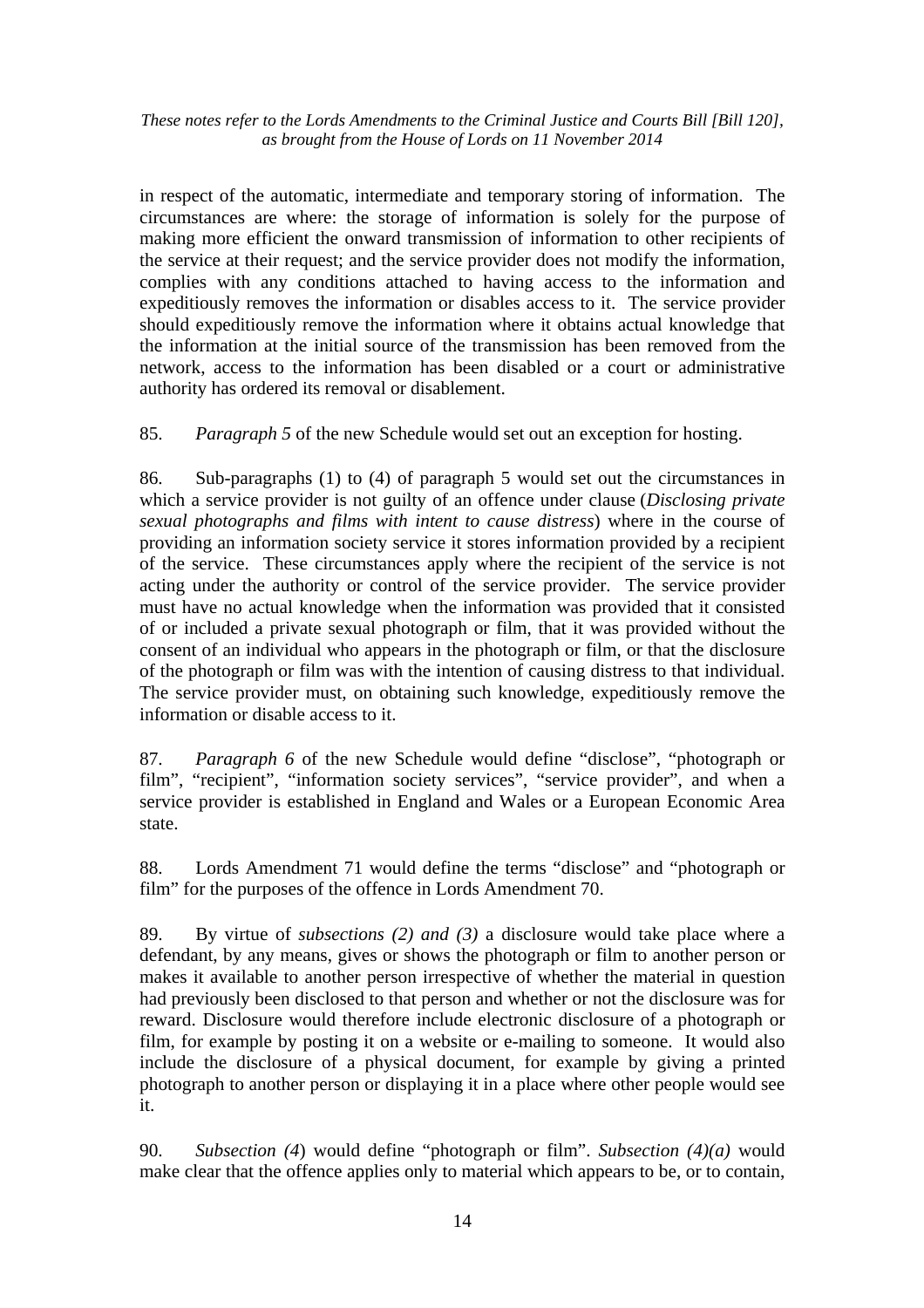in respect of the automatic, intermediate and temporary storing of information. The circumstances are where: the storage of information is solely for the purpose of making more efficient the onward transmission of information to other recipients of the service at their request; and the service provider does not modify the information, complies with any conditions attached to having access to the information and expeditiously removes the information or disables access to it. The service provider should expeditiously remove the information where it obtains actual knowledge that the information at the initial source of the transmission has been removed from the network, access to the information has been disabled or a court or administrative authority has ordered its removal or disablement.

85. *Paragraph 5* of the new Schedule would set out an exception for hosting.

86. Sub-paragraphs (1) to (4) of paragraph 5 would set out the circumstances in which a service provider is not guilty of an offence under clause (*Disclosing private sexual photographs and films with intent to cause distress*) where in the course of providing an information society service it stores information provided by a recipient of the service. These circumstances apply where the recipient of the service is not acting under the authority or control of the service provider. The service provider must have no actual knowledge when the information was provided that it consisted of or included a private sexual photograph or film, that it was provided without the consent of an individual who appears in the photograph or film, or that the disclosure of the photograph or film was with the intention of causing distress to that individual. The service provider must, on obtaining such knowledge, expeditiously remove the information or disable access to it.

87. *Paragraph 6* of the new Schedule would define "disclose", "photograph or film", "recipient", "information society services", "service provider", and when a service provider is established in England and Wales or a European Economic Area state.

88. Lords Amendment 71 would define the terms "disclose" and "photograph or film" for the purposes of the offence in Lords Amendment 70.

89. By virtue of *subsections (2) and (3)* a disclosure would take place where a defendant, by any means, gives or shows the photograph or film to another person or makes it available to another person irrespective of whether the material in question had previously been disclosed to that person and whether or not the disclosure was for reward. Disclosure would therefore include electronic disclosure of a photograph or film, for example by posting it on a website or e-mailing to someone. It would also include the disclosure of a physical document, for example by giving a printed photograph to another person or displaying it in a place where other people would see it.

90. *Subsection (4*) would define "photograph or film". *Subsection (4)(a)* would make clear that the offence applies only to material which appears to be, or to contain,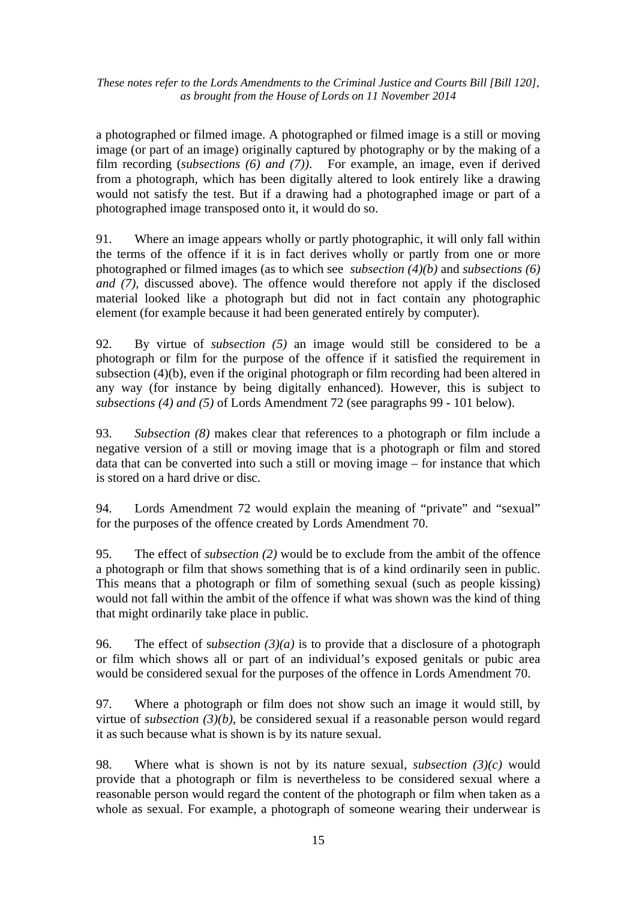a photographed or filmed image. A photographed or filmed image is a still or moving image (or part of an image) originally captured by photography or by the making of a film recording (*subsections (6) and (7))*. For example, an image, even if derived from a photograph, which has been digitally altered to look entirely like a drawing would not satisfy the test. But if a drawing had a photographed image or part of a photographed image transposed onto it, it would do so.

91. Where an image appears wholly or partly photographic, it will only fall within the terms of the offence if it is in fact derives wholly or partly from one or more photographed or filmed images (as to which see *subsection (4)(b)* and *subsections (6) and (7)*, discussed above). The offence would therefore not apply if the disclosed material looked like a photograph but did not in fact contain any photographic element (for example because it had been generated entirely by computer).

92. By virtue of *subsection (5)* an image would still be considered to be a photograph or film for the purpose of the offence if it satisfied the requirement in subsection (4)(b), even if the original photograph or film recording had been altered in any way (for instance by being digitally enhanced). However, this is subject to *subsections (4) and (5)* of Lords Amendment 72 (see paragraphs 99 - 101 below).

93. *Subsection (8)* makes clear that references to a photograph or film include a negative version of a still or moving image that is a photograph or film and stored data that can be converted into such a still or moving image – for instance that which is stored on a hard drive or disc.

94. Lords Amendment 72 would explain the meaning of "private" and "sexual" for the purposes of the offence created by Lords Amendment 70.

95. The effect of *subsection (2)* would be to exclude from the ambit of the offence a photograph or film that shows something that is of a kind ordinarily seen in public. This means that a photograph or film of something sexual (such as people kissing) would not fall within the ambit of the offence if what was shown was the kind of thing that might ordinarily take place in public.

96. The effect of s*ubsection (3)(a)* is to provide that a disclosure of a photograph or film which shows all or part of an individual's exposed genitals or pubic area would be considered sexual for the purposes of the offence in Lords Amendment 70.

97. Where a photograph or film does not show such an image it would still, by virtue of *subsection (3)(b)*, be considered sexual if a reasonable person would regard it as such because what is shown is by its nature sexual.

98. Where what is shown is not by its nature sexual, *subsection (3)(c)* would provide that a photograph or film is nevertheless to be considered sexual where a reasonable person would regard the content of the photograph or film when taken as a whole as sexual. For example, a photograph of someone wearing their underwear is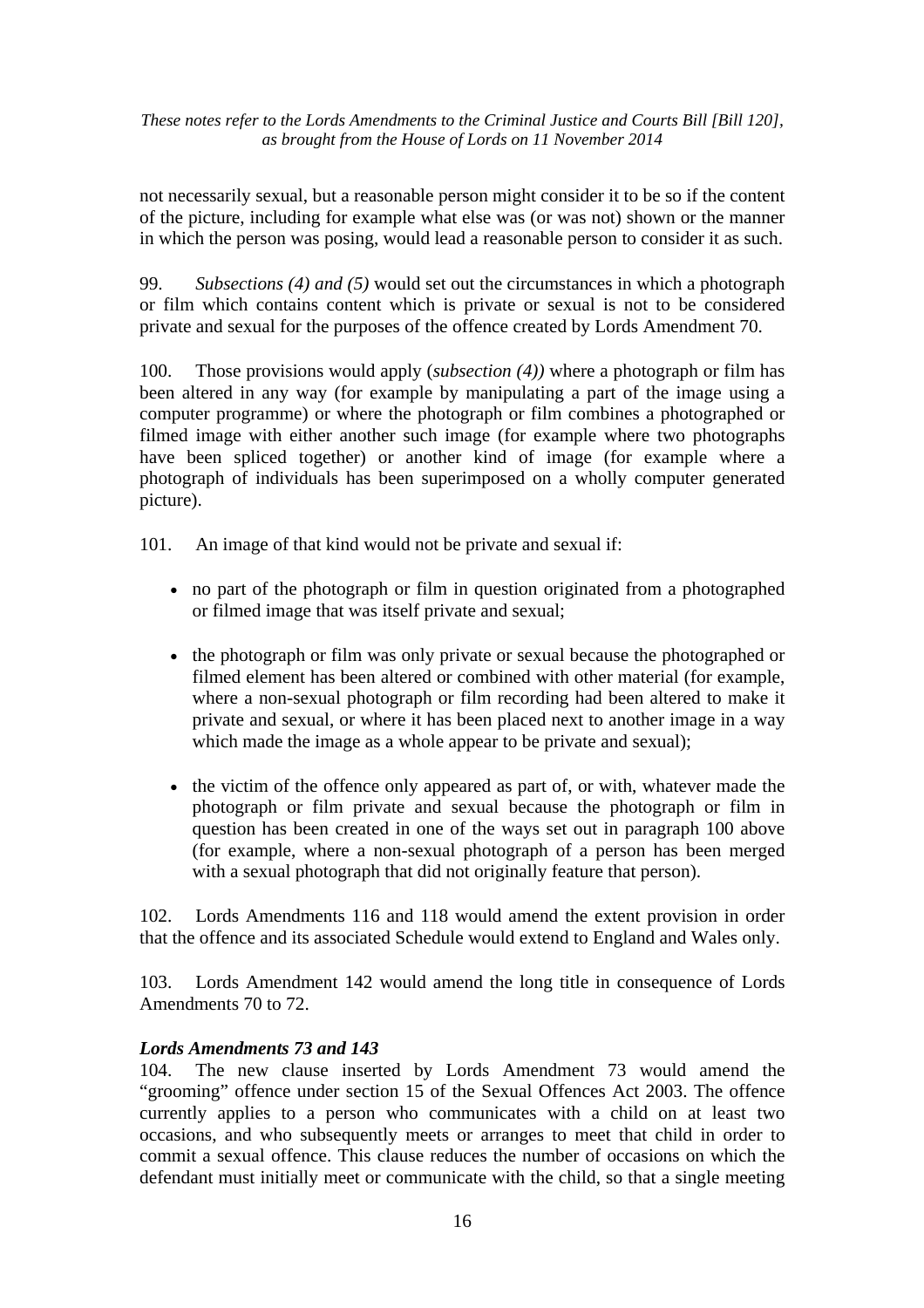not necessarily sexual, but a reasonable person might consider it to be so if the content of the picture, including for example what else was (or was not) shown or the manner in which the person was posing, would lead a reasonable person to consider it as such.

99. *Subsections (4) and (5)* would set out the circumstances in which a photograph or film which contains content which is private or sexual is not to be considered private and sexual for the purposes of the offence created by Lords Amendment 70.

100. Those provisions would apply (*subsection (4))* where a photograph or film has been altered in any way (for example by manipulating a part of the image using a computer programme) or where the photograph or film combines a photographed or filmed image with either another such image (for example where two photographs have been spliced together) or another kind of image (for example where a photograph of individuals has been superimposed on a wholly computer generated picture).

101. An image of that kind would not be private and sexual if:

- no part of the photograph or film in question originated from a photographed or filmed image that was itself private and sexual;
- the photograph or film was only private or sexual because the photographed or filmed element has been altered or combined with other material (for example, where a non-sexual photograph or film recording had been altered to make it private and sexual, or where it has been placed next to another image in a way which made the image as a whole appear to be private and sexual);
- the victim of the offence only appeared as part of, or with, whatever made the photograph or film private and sexual because the photograph or film in question has been created in one of the ways set out in paragraph 100 above (for example, where a non-sexual photograph of a person has been merged with a sexual photograph that did not originally feature that person).

102. Lords Amendments 116 and 118 would amend the extent provision in order that the offence and its associated Schedule would extend to England and Wales only.

103. Lords Amendment 142 would amend the long title in consequence of Lords Amendments 70 to 72.

***Lords Amendments 73 and 143***

104. The new clause inserted by Lords Amendment 73 would amend the "grooming" offence under section 15 of the Sexual Offences Act 2003. The offence currently applies to a person who communicates with a child on at least two occasions, and who subsequently meets or arranges to meet that child in order to commit a sexual offence. This clause reduces the number of occasions on which the defendant must initially meet or communicate with the child, so that a single meeting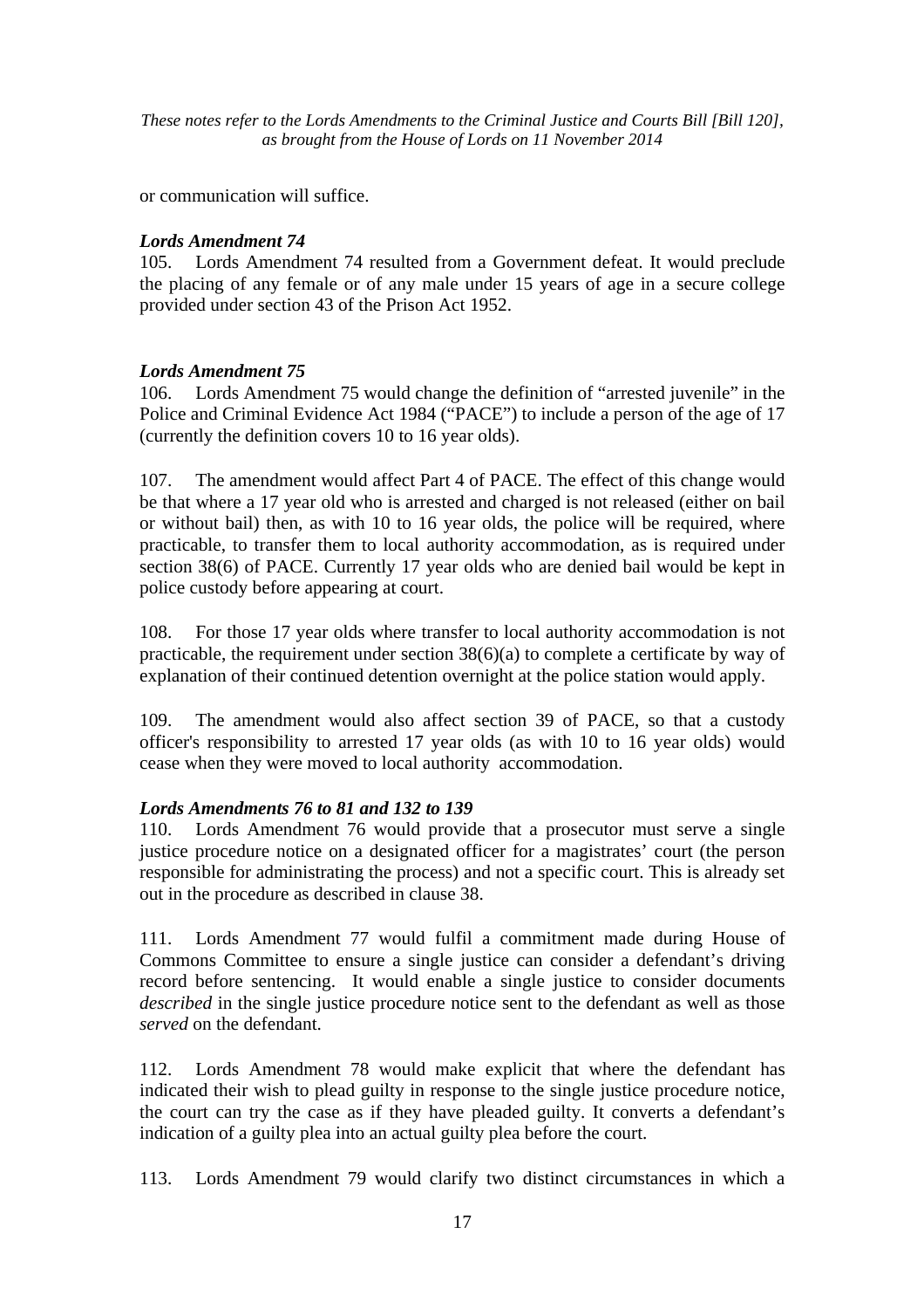or communication will suffice.

***Lords Amendment 74***

105. Lords Amendment 74 resulted from a Government defeat. It would preclude the placing of any female or of any male under 15 years of age in a secure college provided under section 43 of the Prison Act 1952.

***Lords Amendment 75***

106. Lords Amendment 75 would change the definition of "arrested juvenile" in the Police and Criminal Evidence Act 1984 ("PACE") to include a person of the age of 17 (currently the definition covers 10 to 16 year olds).

107. The amendment would affect Part 4 of PACE. The effect of this change would be that where a 17 year old who is arrested and charged is not released (either on bail or without bail) then, as with 10 to 16 year olds, the police will be required, where practicable, to transfer them to local authority accommodation, as is required under section 38(6) of PACE. Currently 17 year olds who are denied bail would be kept in police custody before appearing at court.

108. For those 17 year olds where transfer to local authority accommodation is not practicable, the requirement under section 38(6)(a) to complete a certificate by way of explanation of their continued detention overnight at the police station would apply.

109. The amendment would also affect section 39 of PACE, so that a custody officer's responsibility to arrested 17 year olds (as with 10 to 16 year olds) would cease when they were moved to local authority accommodation.

***Lords Amendments 76 to 81 and 132 to 139***

110. Lords Amendment 76 would provide that a prosecutor must serve a single justice procedure notice on a designated officer for a magistrates' court (the person responsible for administrating the process) and not a specific court. This is already set out in the procedure as described in clause 38.

111. Lords Amendment 77 would fulfil a commitment made during House of Commons Committee to ensure a single justice can consider a defendant's driving record before sentencing. It would enable a single justice to consider documents *described* in the single justice procedure notice sent to the defendant as well as those *served* on the defendant.

112. Lords Amendment 78 would make explicit that where the defendant has indicated their wish to plead guilty in response to the single justice procedure notice, the court can try the case as if they have pleaded guilty. It converts a defendant's indication of a guilty plea into an actual guilty plea before the court.

113. Lords Amendment 79 would clarify two distinct circumstances in which a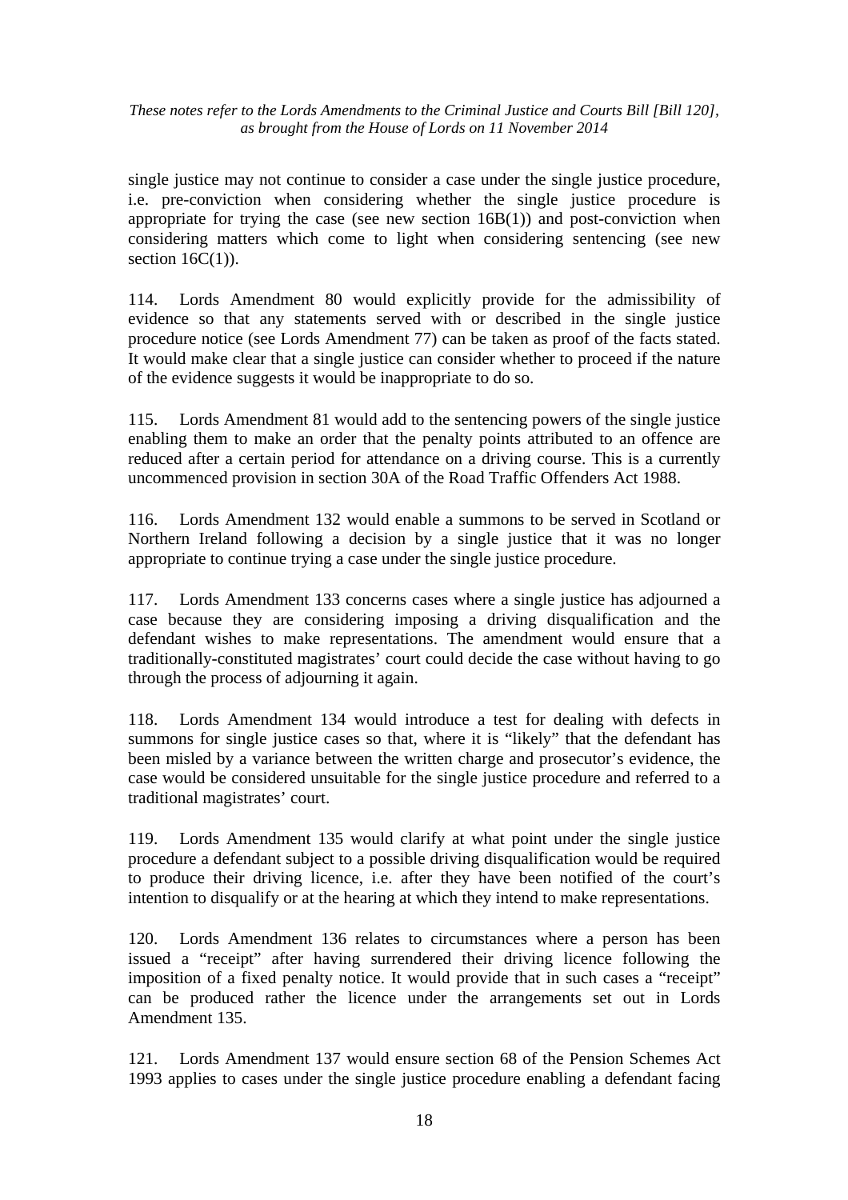single justice may not continue to consider a case under the single justice procedure, i.e. pre-conviction when considering whether the single justice procedure is appropriate for trying the case (see new section 16B(1)) and post-conviction when considering matters which come to light when considering sentencing (see new section 16C(1)).

114. Lords Amendment 80 would explicitly provide for the admissibility of evidence so that any statements served with or described in the single justice procedure notice (see Lords Amendment 77) can be taken as proof of the facts stated. It would make clear that a single justice can consider whether to proceed if the nature of the evidence suggests it would be inappropriate to do so.

115. Lords Amendment 81 would add to the sentencing powers of the single justice enabling them to make an order that the penalty points attributed to an offence are reduced after a certain period for attendance on a driving course. This is a currently uncommenced provision in section 30A of the Road Traffic Offenders Act 1988.

116. Lords Amendment 132 would enable a summons to be served in Scotland or Northern Ireland following a decision by a single justice that it was no longer appropriate to continue trying a case under the single justice procedure.

117. Lords Amendment 133 concerns cases where a single justice has adjourned a case because they are considering imposing a driving disqualification and the defendant wishes to make representations. The amendment would ensure that a traditionally-constituted magistrates' court could decide the case without having to go through the process of adjourning it again.

118. Lords Amendment 134 would introduce a test for dealing with defects in summons for single justice cases so that, where it is "likely" that the defendant has been misled by a variance between the written charge and prosecutor's evidence, the case would be considered unsuitable for the single justice procedure and referred to a traditional magistrates' court.

119. Lords Amendment 135 would clarify at what point under the single justice procedure a defendant subject to a possible driving disqualification would be required to produce their driving licence, i.e. after they have been notified of the court's intention to disqualify or at the hearing at which they intend to make representations.

120. Lords Amendment 136 relates to circumstances where a person has been issued a "receipt" after having surrendered their driving licence following the imposition of a fixed penalty notice. It would provide that in such cases a "receipt" can be produced rather the licence under the arrangements set out in Lords Amendment 135.

121. Lords Amendment 137 would ensure section 68 of the Pension Schemes Act 1993 applies to cases under the single justice procedure enabling a defendant facing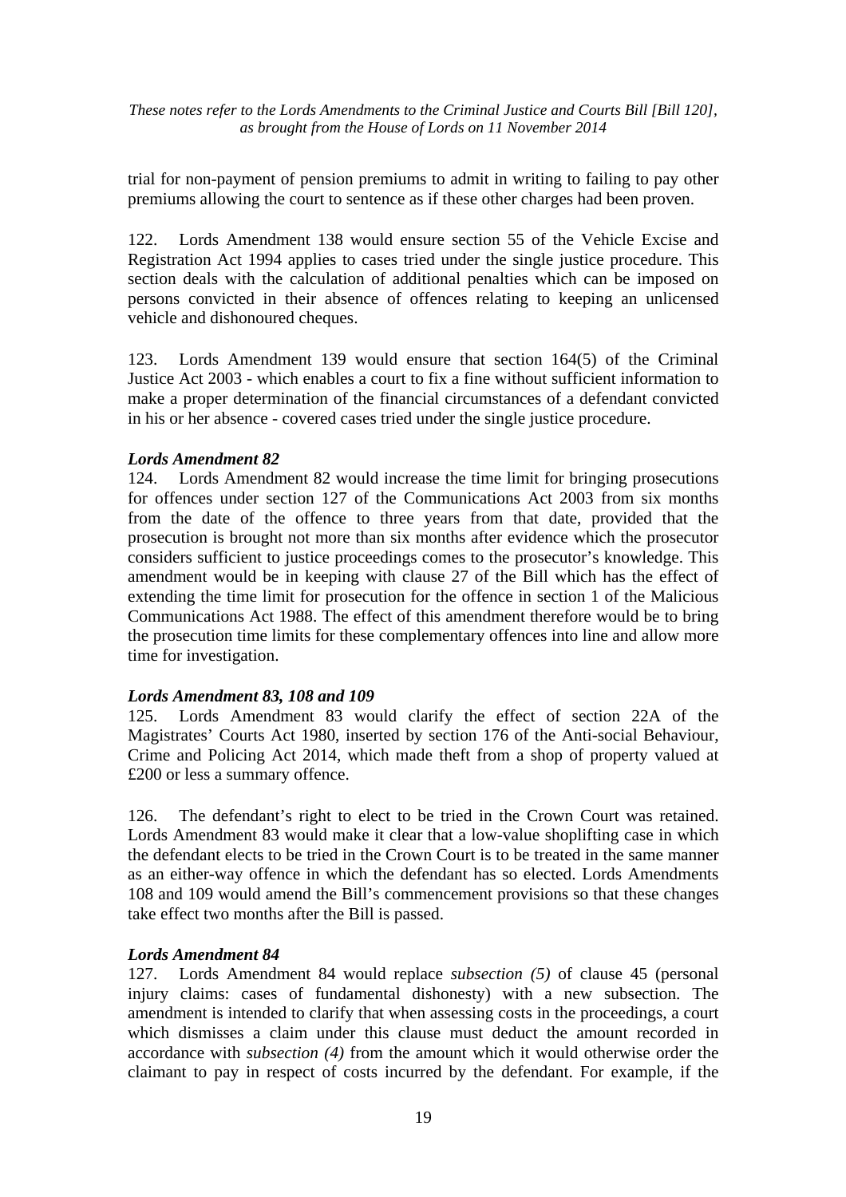trial for non-payment of pension premiums to admit in writing to failing to pay other premiums allowing the court to sentence as if these other charges had been proven.

122. Lords Amendment 138 would ensure section 55 of the Vehicle Excise and Registration Act 1994 applies to cases tried under the single justice procedure. This section deals with the calculation of additional penalties which can be imposed on persons convicted in their absence of offences relating to keeping an unlicensed vehicle and dishonoured cheques.

123. Lords Amendment 139 would ensure that section 164(5) of the Criminal Justice Act 2003 - which enables a court to fix a fine without sufficient information to make a proper determination of the financial circumstances of a defendant convicted in his or her absence - covered cases tried under the single justice procedure.

***Lords Amendment 82***

124. Lords Amendment 82 would increase the time limit for bringing prosecutions for offences under section 127 of the Communications Act 2003 from six months from the date of the offence to three years from that date, provided that the prosecution is brought not more than six months after evidence which the prosecutor considers sufficient to justice proceedings comes to the prosecutor's knowledge. This amendment would be in keeping with clause 27 of the Bill which has the effect of extending the time limit for prosecution for the offence in section 1 of the Malicious Communications Act 1988. The effect of this amendment therefore would be to bring the prosecution time limits for these complementary offences into line and allow more time for investigation.

***Lords Amendment 83, 108 and 109***

125. Lords Amendment 83 would clarify the effect of section 22A of the Magistrates' Courts Act 1980, inserted by section 176 of the Anti-social Behaviour, Crime and Policing Act 2014, which made theft from a shop of property valued at £200 or less a summary offence.

126. The defendant's right to elect to be tried in the Crown Court was retained. Lords Amendment 83 would make it clear that a low-value shoplifting case in which the defendant elects to be tried in the Crown Court is to be treated in the same manner as an either-way offence in which the defendant has so elected. Lords Amendments 108 and 109 would amend the Bill's commencement provisions so that these changes take effect two months after the Bill is passed.

***Lords Amendment 84***

127. Lords Amendment 84 would replace *subsection (5)* of clause 45 (personal injury claims: cases of fundamental dishonesty) with a new subsection. The amendment is intended to clarify that when assessing costs in the proceedings, a court which dismisses a claim under this clause must deduct the amount recorded in accordance with *subsection (4)* from the amount which it would otherwise order the claimant to pay in respect of costs incurred by the defendant. For example, if the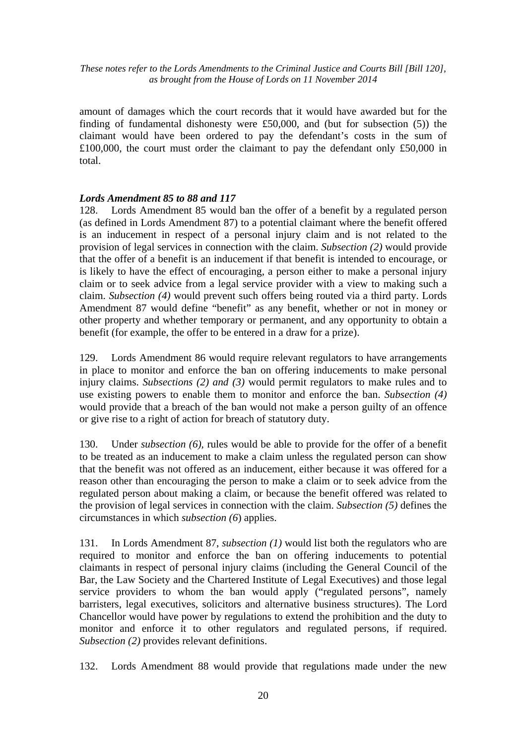amount of damages which the court records that it would have awarded but for the finding of fundamental dishonesty were £50,000, and (but for subsection (5)) the claimant would have been ordered to pay the defendant's costs in the sum of £100,000, the court must order the claimant to pay the defendant only £50,000 in total.

### *Lords Amendment 85 to 88 and 117*

128. Lords Amendment 85 would ban the offer of a benefit by a regulated person (as defined in Lords Amendment 87) to a potential claimant where the benefit offered is an inducement in respect of a personal injury claim and is not related to the provision of legal services in connection with the claim. *Subsection (2)* would provide that the offer of a benefit is an inducement if that benefit is intended to encourage, or is likely to have the effect of encouraging, a person either to make a personal injury claim or to seek advice from a legal service provider with a view to making such a claim. *Subsection (4)* would prevent such offers being routed via a third party. Lords Amendment 87 would define "benefit" as any benefit, whether or not in money or other property and whether temporary or permanent, and any opportunity to obtain a benefit (for example, the offer to be entered in a draw for a prize).

129. Lords Amendment 86 would require relevant regulators to have arrangements in place to monitor and enforce the ban on offering inducements to make personal injury claims. *Subsections (2) and (3)* would permit regulators to make rules and to use existing powers to enable them to monitor and enforce the ban. *Subsection (4)* would provide that a breach of the ban would not make a person guilty of an offence or give rise to a right of action for breach of statutory duty.

130. Under *subsection (6)*, rules would be able to provide for the offer of a benefit to be treated as an inducement to make a claim unless the regulated person can show that the benefit was not offered as an inducement, either because it was offered for a reason other than encouraging the person to make a claim or to seek advice from the regulated person about making a claim, or because the benefit offered was related to the provision of legal services in connection with the claim. *Subsection (5)* defines the circumstances in which *subsection (6*) applies.

131. In Lords Amendment 87, *subsection (1)* would list both the regulators who are required to monitor and enforce the ban on offering inducements to potential claimants in respect of personal injury claims (including the General Council of the Bar, the Law Society and the Chartered Institute of Legal Executives) and those legal service providers to whom the ban would apply ("regulated persons", namely barristers, legal executives, solicitors and alternative business structures). The Lord Chancellor would have power by regulations to extend the prohibition and the duty to monitor and enforce it to other regulators and regulated persons, if required. *Subsection (2)* provides relevant definitions.

132. Lords Amendment 88 would provide that regulations made under the new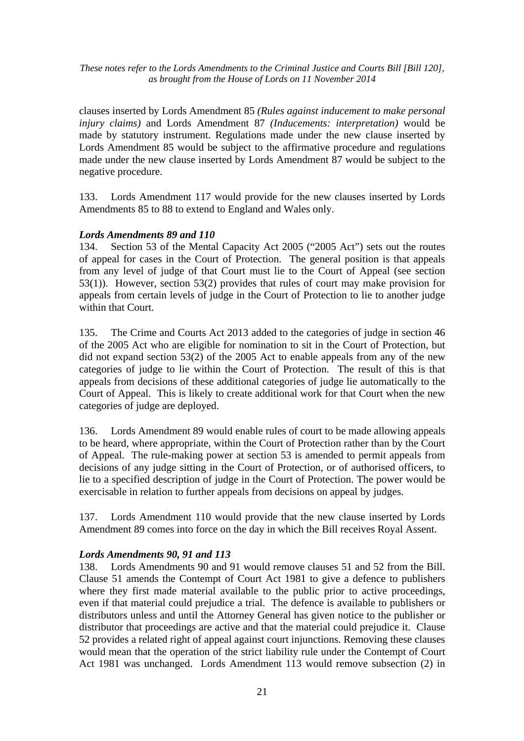clauses inserted by Lords Amendment 85 *(Rules against inducement to make personal injury claims)* and Lords Amendment 87 *(Inducements: interpretation)* would be made by statutory instrument. Regulations made under the new clause inserted by Lords Amendment 85 would be subject to the affirmative procedure and regulations made under the new clause inserted by Lords Amendment 87 would be subject to the negative procedure.

133. Lords Amendment 117 would provide for the new clauses inserted by Lords Amendments 85 to 88 to extend to England and Wales only.

***Lords Amendments 89 and 110***

134. Section 53 of the Mental Capacity Act 2005 ("2005 Act") sets out the routes of appeal for cases in the Court of Protection. The general position is that appeals from any level of judge of that Court must lie to the Court of Appeal (see section 53(1)). However, section 53(2) provides that rules of court may make provision for appeals from certain levels of judge in the Court of Protection to lie to another judge within that Court.

135. The Crime and Courts Act 2013 added to the categories of judge in section 46 of the 2005 Act who are eligible for nomination to sit in the Court of Protection, but did not expand section 53(2) of the 2005 Act to enable appeals from any of the new categories of judge to lie within the Court of Protection. The result of this is that appeals from decisions of these additional categories of judge lie automatically to the Court of Appeal. This is likely to create additional work for that Court when the new categories of judge are deployed.

136. Lords Amendment 89 would enable rules of court to be made allowing appeals to be heard, where appropriate, within the Court of Protection rather than by the Court of Appeal. The rule-making power at section 53 is amended to permit appeals from decisions of any judge sitting in the Court of Protection, or of authorised officers, to lie to a specified description of judge in the Court of Protection. The power would be exercisable in relation to further appeals from decisions on appeal by judges.

137. Lords Amendment 110 would provide that the new clause inserted by Lords Amendment 89 comes into force on the day in which the Bill receives Royal Assent.

***Lords Amendments 90, 91 and 113***

138. Lords Amendments 90 and 91 would remove clauses 51 and 52 from the Bill. Clause 51 amends the Contempt of Court Act 1981 to give a defence to publishers where they first made material available to the public prior to active proceedings, even if that material could prejudice a trial. The defence is available to publishers or distributors unless and until the Attorney General has given notice to the publisher or distributor that proceedings are active and that the material could prejudice it. Clause 52 provides a related right of appeal against court injunctions. Removing these clauses would mean that the operation of the strict liability rule under the Contempt of Court Act 1981 was unchanged. Lords Amendment 113 would remove subsection (2) in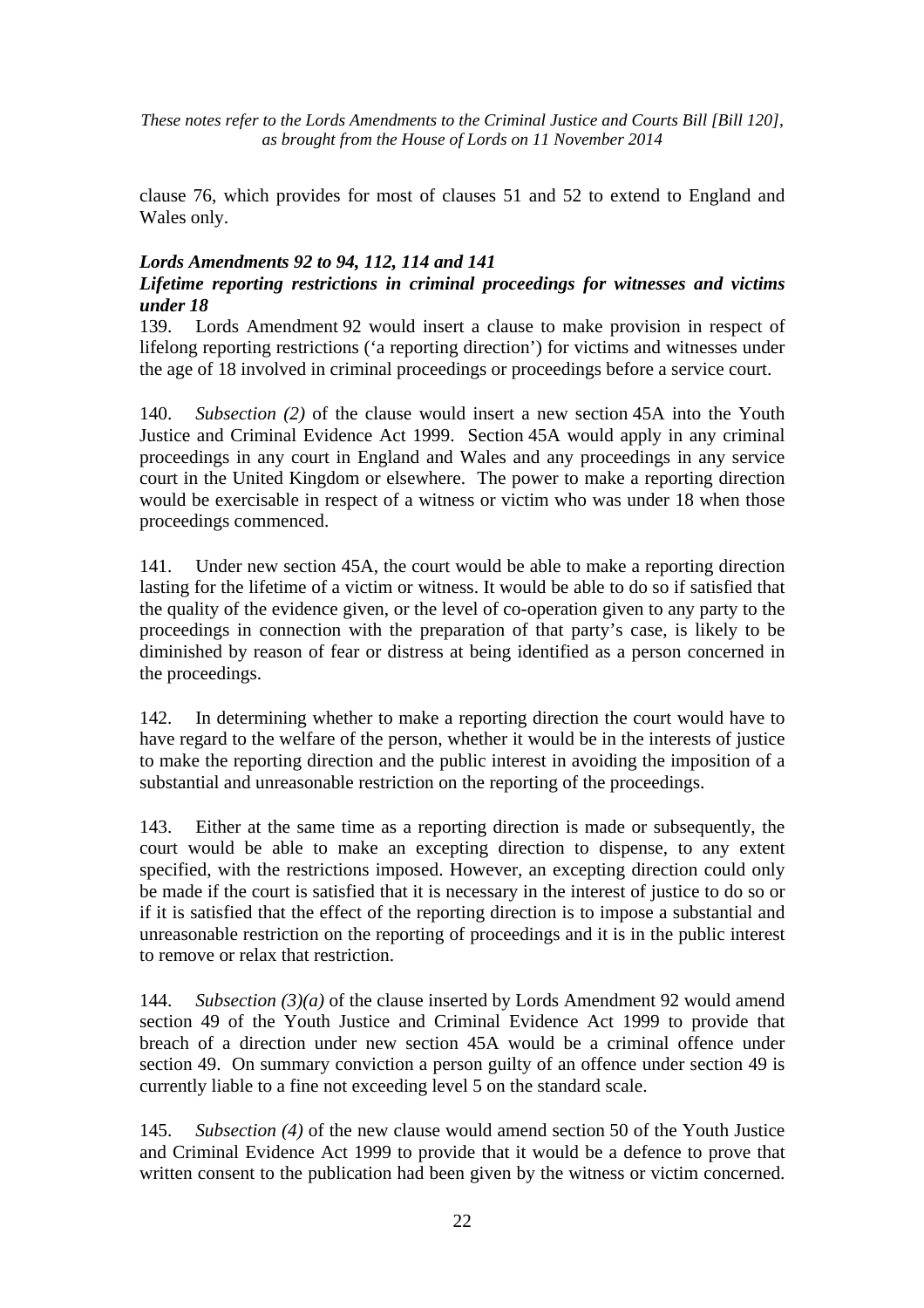clause 76, which provides for most of clauses 51 and 52 to extend to England and Wales only.

***Lords Amendments 92 to 94, 112, 114 and 141***

***Lifetime reporting restrictions in criminal proceedings for witnesses and victims under 18***

139. Lords Amendment 92 would insert a clause to make provision in respect of lifelong reporting restrictions ('a reporting direction') for victims and witnesses under the age of 18 involved in criminal proceedings or proceedings before a service court.

140. *Subsection (2)* of the clause would insert a new section 45A into the Youth Justice and Criminal Evidence Act 1999. Section 45A would apply in any criminal proceedings in any court in England and Wales and any proceedings in any service court in the United Kingdom or elsewhere. The power to make a reporting direction would be exercisable in respect of a witness or victim who was under 18 when those proceedings commenced.

141. Under new section 45A, the court would be able to make a reporting direction lasting for the lifetime of a victim or witness. It would be able to do so if satisfied that the quality of the evidence given, or the level of co-operation given to any party to the proceedings in connection with the preparation of that party's case, is likely to be diminished by reason of fear or distress at being identified as a person concerned in the proceedings.

142. In determining whether to make a reporting direction the court would have to have regard to the welfare of the person, whether it would be in the interests of justice to make the reporting direction and the public interest in avoiding the imposition of a substantial and unreasonable restriction on the reporting of the proceedings.

143. Either at the same time as a reporting direction is made or subsequently, the court would be able to make an excepting direction to dispense, to any extent specified, with the restrictions imposed. However, an excepting direction could only be made if the court is satisfied that it is necessary in the interest of justice to do so or if it is satisfied that the effect of the reporting direction is to impose a substantial and unreasonable restriction on the reporting of proceedings and it is in the public interest to remove or relax that restriction.

144. *Subsection (3)(a)* of the clause inserted by Lords Amendment 92 would amend section 49 of the Youth Justice and Criminal Evidence Act 1999 to provide that breach of a direction under new section 45A would be a criminal offence under section 49. On summary conviction a person guilty of an offence under section 49 is currently liable to a fine not exceeding level 5 on the standard scale.

145. *Subsection (4)* of the new clause would amend section 50 of the Youth Justice and Criminal Evidence Act 1999 to provide that it would be a defence to prove that written consent to the publication had been given by the witness or victim concerned.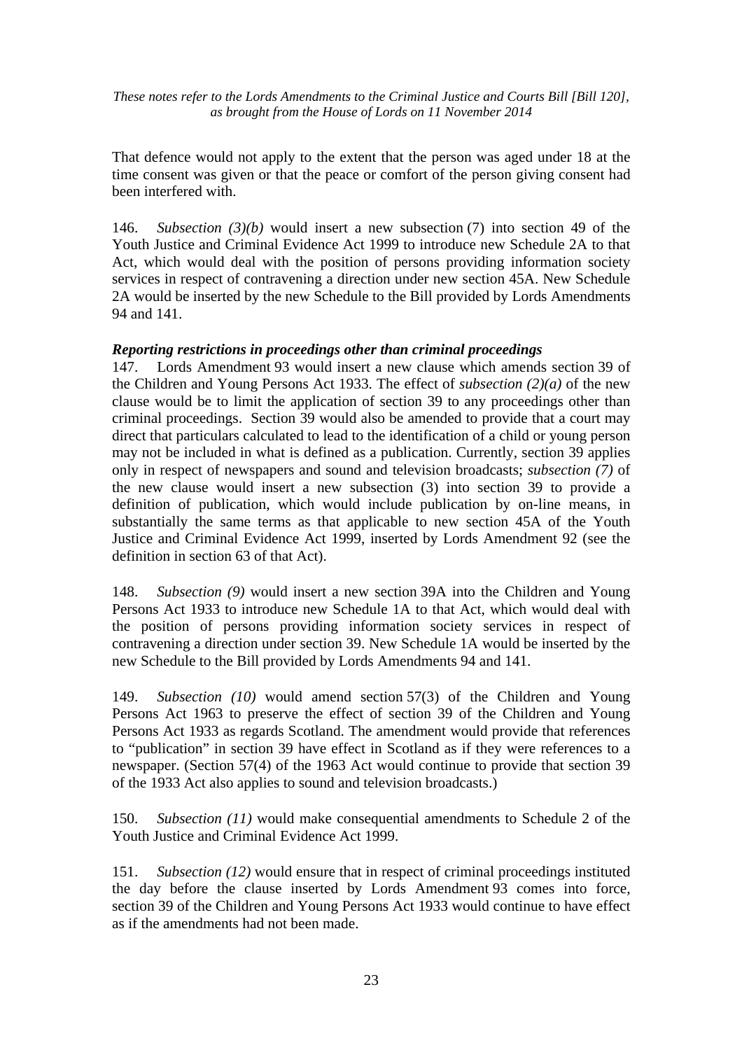That defence would not apply to the extent that the person was aged under 18 at the time consent was given or that the peace or comfort of the person giving consent had been interfered with.

146. *Subsection (3)(b)* would insert a new subsection (7) into section 49 of the Youth Justice and Criminal Evidence Act 1999 to introduce new Schedule 2A to that Act, which would deal with the position of persons providing information society services in respect of contravening a direction under new section 45A. New Schedule 2A would be inserted by the new Schedule to the Bill provided by Lords Amendments 94 and 141.

***Reporting restrictions in proceedings other than criminal proceedings***

147. Lords Amendment 93 would insert a new clause which amends section 39 of the Children and Young Persons Act 1933. The effect of *subsection (2)(a)* of the new clause would be to limit the application of section 39 to any proceedings other than criminal proceedings. Section 39 would also be amended to provide that a court may direct that particulars calculated to lead to the identification of a child or young person may not be included in what is defined as a publication. Currently, section 39 applies only in respect of newspapers and sound and television broadcasts; *subsection (7)* of the new clause would insert a new subsection (3) into section 39 to provide a definition of publication, which would include publication by on-line means, in substantially the same terms as that applicable to new section 45A of the Youth Justice and Criminal Evidence Act 1999, inserted by Lords Amendment 92 (see the definition in section 63 of that Act).

148. *Subsection (9)* would insert a new section 39A into the Children and Young Persons Act 1933 to introduce new Schedule 1A to that Act, which would deal with the position of persons providing information society services in respect of contravening a direction under section 39. New Schedule 1A would be inserted by the new Schedule to the Bill provided by Lords Amendments 94 and 141.

149. *Subsection (10)* would amend section 57(3) of the Children and Young Persons Act 1963 to preserve the effect of section 39 of the Children and Young Persons Act 1933 as regards Scotland. The amendment would provide that references to "publication" in section 39 have effect in Scotland as if they were references to a newspaper. (Section 57(4) of the 1963 Act would continue to provide that section 39 of the 1933 Act also applies to sound and television broadcasts.)

150. *Subsection (11)* would make consequential amendments to Schedule 2 of the Youth Justice and Criminal Evidence Act 1999.

151. *Subsection (12)* would ensure that in respect of criminal proceedings instituted the day before the clause inserted by Lords Amendment 93 comes into force, section 39 of the Children and Young Persons Act 1933 would continue to have effect as if the amendments had not been made.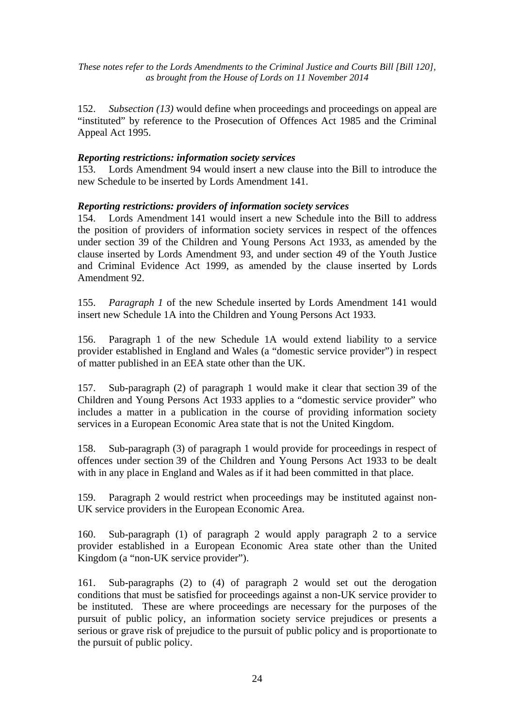152. *Subsection (13)* would define when proceedings and proceedings on appeal are "instituted" by reference to the Prosecution of Offences Act 1985 and the Criminal Appeal Act 1995.

***Reporting restrictions: information society services***

153. Lords Amendment 94 would insert a new clause into the Bill to introduce the new Schedule to be inserted by Lords Amendment 141.

***Reporting restrictions: providers of information society services***

154. Lords Amendment 141 would insert a new Schedule into the Bill to address the position of providers of information society services in respect of the offences under section 39 of the Children and Young Persons Act 1933, as amended by the clause inserted by Lords Amendment 93, and under section 49 of the Youth Justice and Criminal Evidence Act 1999, as amended by the clause inserted by Lords Amendment 92.

155. *Paragraph 1* of the new Schedule inserted by Lords Amendment 141 would insert new Schedule 1A into the Children and Young Persons Act 1933.

156. Paragraph 1 of the new Schedule 1A would extend liability to a service provider established in England and Wales (a "domestic service provider") in respect of matter published in an EEA state other than the UK.

157. Sub-paragraph (2) of paragraph 1 would make it clear that section 39 of the Children and Young Persons Act 1933 applies to a "domestic service provider" who includes a matter in a publication in the course of providing information society services in a European Economic Area state that is not the United Kingdom.

158. Sub-paragraph (3) of paragraph 1 would provide for proceedings in respect of offences under section 39 of the Children and Young Persons Act 1933 to be dealt with in any place in England and Wales as if it had been committed in that place.

159. Paragraph 2 would restrict when proceedings may be instituted against non-UK service providers in the European Economic Area.

160. Sub-paragraph (1) of paragraph 2 would apply paragraph 2 to a service provider established in a European Economic Area state other than the United Kingdom (a "non-UK service provider").

161. Sub-paragraphs (2) to (4) of paragraph 2 would set out the derogation conditions that must be satisfied for proceedings against a non-UK service provider to be instituted. These are where proceedings are necessary for the purposes of the pursuit of public policy, an information society service prejudices or presents a serious or grave risk of prejudice to the pursuit of public policy and is proportionate to the pursuit of public policy.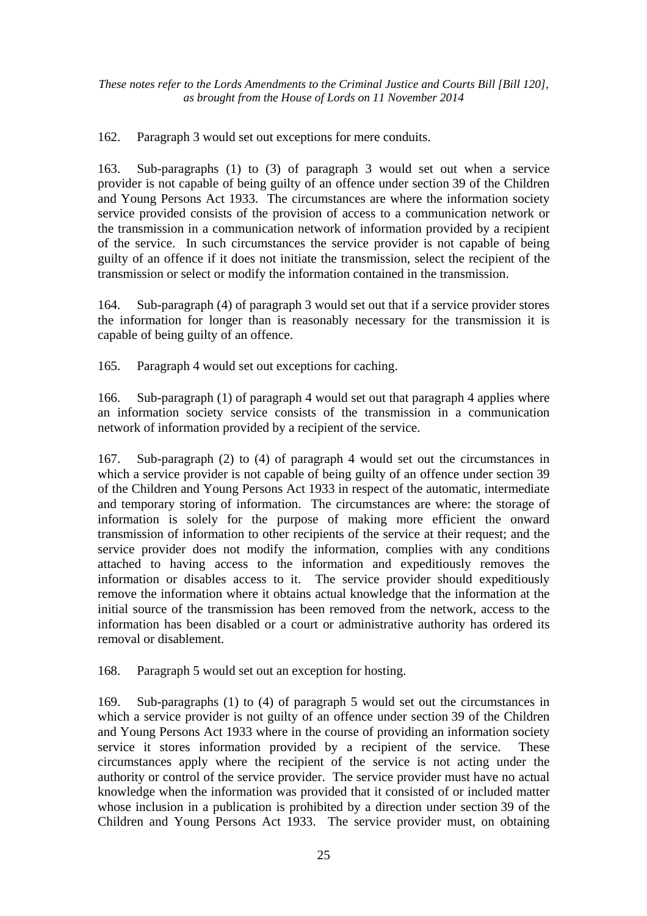162. Paragraph 3 would set out exceptions for mere conduits.

163. Sub-paragraphs (1) to (3) of paragraph 3 would set out when a service provider is not capable of being guilty of an offence under section 39 of the Children and Young Persons Act 1933. The circumstances are where the information society service provided consists of the provision of access to a communication network or the transmission in a communication network of information provided by a recipient of the service. In such circumstances the service provider is not capable of being guilty of an offence if it does not initiate the transmission, select the recipient of the transmission or select or modify the information contained in the transmission.

164. Sub-paragraph (4) of paragraph 3 would set out that if a service provider stores the information for longer than is reasonably necessary for the transmission it is capable of being guilty of an offence.

165. Paragraph 4 would set out exceptions for caching.

166. Sub-paragraph (1) of paragraph 4 would set out that paragraph 4 applies where an information society service consists of the transmission in a communication network of information provided by a recipient of the service.

167. Sub-paragraph (2) to (4) of paragraph 4 would set out the circumstances in which a service provider is not capable of being guilty of an offence under section 39 of the Children and Young Persons Act 1933 in respect of the automatic, intermediate and temporary storing of information. The circumstances are where: the storage of information is solely for the purpose of making more efficient the onward transmission of information to other recipients of the service at their request; and the service provider does not modify the information, complies with any conditions attached to having access to the information and expeditiously removes the information or disables access to it. The service provider should expeditiously remove the information where it obtains actual knowledge that the information at the initial source of the transmission has been removed from the network, access to the information has been disabled or a court or administrative authority has ordered its removal or disablement.

168. Paragraph 5 would set out an exception for hosting.

169. Sub-paragraphs (1) to (4) of paragraph 5 would set out the circumstances in which a service provider is not guilty of an offence under section 39 of the Children and Young Persons Act 1933 where in the course of providing an information society service it stores information provided by a recipient of the service. These circumstances apply where the recipient of the service is not acting under the authority or control of the service provider. The service provider must have no actual knowledge when the information was provided that it consisted of or included matter whose inclusion in a publication is prohibited by a direction under section 39 of the Children and Young Persons Act 1933. The service provider must, on obtaining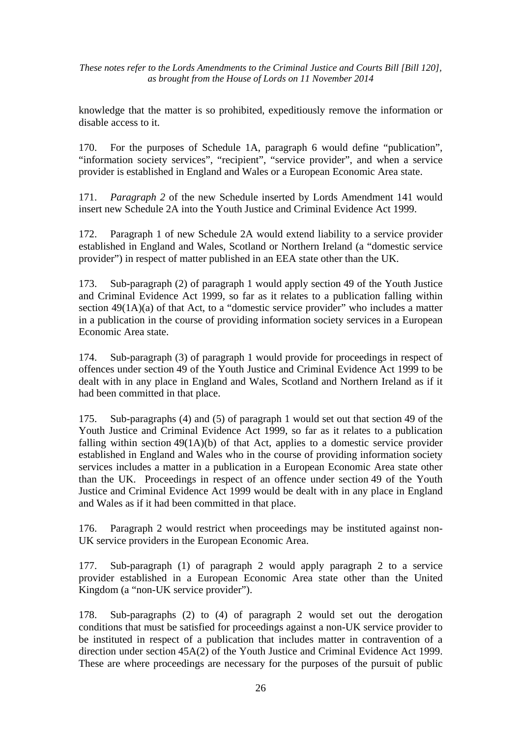knowledge that the matter is so prohibited, expeditiously remove the information or disable access to it.

170. For the purposes of Schedule 1A, paragraph 6 would define "publication", "information society services", "recipient", "service provider", and when a service provider is established in England and Wales or a European Economic Area state.

171. *Paragraph 2* of the new Schedule inserted by Lords Amendment 141 would insert new Schedule 2A into the Youth Justice and Criminal Evidence Act 1999.

172. Paragraph 1 of new Schedule 2A would extend liability to a service provider established in England and Wales, Scotland or Northern Ireland (a "domestic service provider") in respect of matter published in an EEA state other than the UK.

173. Sub-paragraph (2) of paragraph 1 would apply section 49 of the Youth Justice and Criminal Evidence Act 1999, so far as it relates to a publication falling within section 49(1A)(a) of that Act, to a "domestic service provider" who includes a matter in a publication in the course of providing information society services in a European Economic Area state.

174. Sub-paragraph (3) of paragraph 1 would provide for proceedings in respect of offences under section 49 of the Youth Justice and Criminal Evidence Act 1999 to be dealt with in any place in England and Wales, Scotland and Northern Ireland as if it had been committed in that place.

175. Sub-paragraphs (4) and (5) of paragraph 1 would set out that section 49 of the Youth Justice and Criminal Evidence Act 1999, so far as it relates to a publication falling within section 49(1A)(b) of that Act, applies to a domestic service provider established in England and Wales who in the course of providing information society services includes a matter in a publication in a European Economic Area state other than the UK. Proceedings in respect of an offence under section 49 of the Youth Justice and Criminal Evidence Act 1999 would be dealt with in any place in England and Wales as if it had been committed in that place.

176. Paragraph 2 would restrict when proceedings may be instituted against non-UK service providers in the European Economic Area.

177. Sub-paragraph (1) of paragraph 2 would apply paragraph 2 to a service provider established in a European Economic Area state other than the United Kingdom (a "non-UK service provider").

178. Sub-paragraphs (2) to (4) of paragraph 2 would set out the derogation conditions that must be satisfied for proceedings against a non-UK service provider to be instituted in respect of a publication that includes matter in contravention of a direction under section 45A(2) of the Youth Justice and Criminal Evidence Act 1999. These are where proceedings are necessary for the purposes of the pursuit of public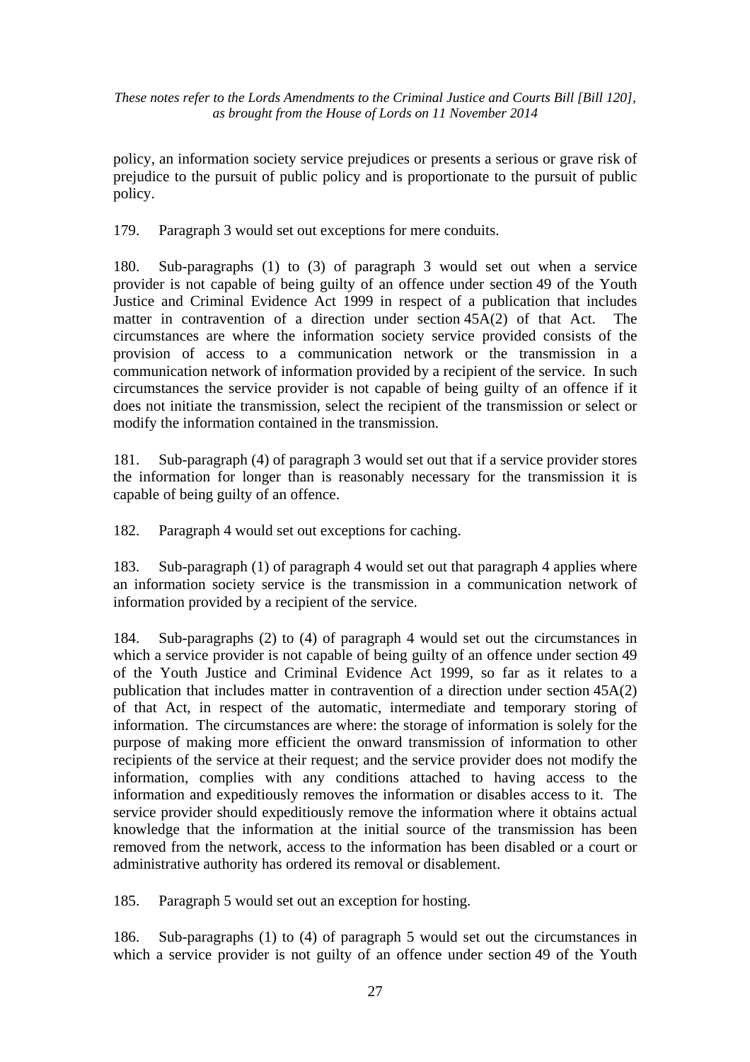policy, an information society service prejudices or presents a serious or grave risk of prejudice to the pursuit of public policy and is proportionate to the pursuit of public policy.

179. Paragraph 3 would set out exceptions for mere conduits.

180. Sub-paragraphs (1) to (3) of paragraph 3 would set out when a service provider is not capable of being guilty of an offence under section 49 of the Youth Justice and Criminal Evidence Act 1999 in respect of a publication that includes matter in contravention of a direction under section 45A(2) of that Act. The circumstances are where the information society service provided consists of the provision of access to a communication network or the transmission in a communication network of information provided by a recipient of the service. In such circumstances the service provider is not capable of being guilty of an offence if it does not initiate the transmission, select the recipient of the transmission or select or modify the information contained in the transmission.

181. Sub-paragraph (4) of paragraph 3 would set out that if a service provider stores the information for longer than is reasonably necessary for the transmission it is capable of being guilty of an offence.

182. Paragraph 4 would set out exceptions for caching.

183. Sub-paragraph (1) of paragraph 4 would set out that paragraph 4 applies where an information society service is the transmission in a communication network of information provided by a recipient of the service.

184. Sub-paragraphs (2) to (4) of paragraph 4 would set out the circumstances in which a service provider is not capable of being guilty of an offence under section 49 of the Youth Justice and Criminal Evidence Act 1999, so far as it relates to a publication that includes matter in contravention of a direction under section 45A(2) of that Act, in respect of the automatic, intermediate and temporary storing of information. The circumstances are where: the storage of information is solely for the purpose of making more efficient the onward transmission of information to other recipients of the service at their request; and the service provider does not modify the information, complies with any conditions attached to having access to the information and expeditiously removes the information or disables access to it. The service provider should expeditiously remove the information where it obtains actual knowledge that the information at the initial source of the transmission has been removed from the network, access to the information has been disabled or a court or administrative authority has ordered its removal or disablement.

185. Paragraph 5 would set out an exception for hosting.

186. Sub-paragraphs (1) to (4) of paragraph 5 would set out the circumstances in which a service provider is not guilty of an offence under section 49 of the Youth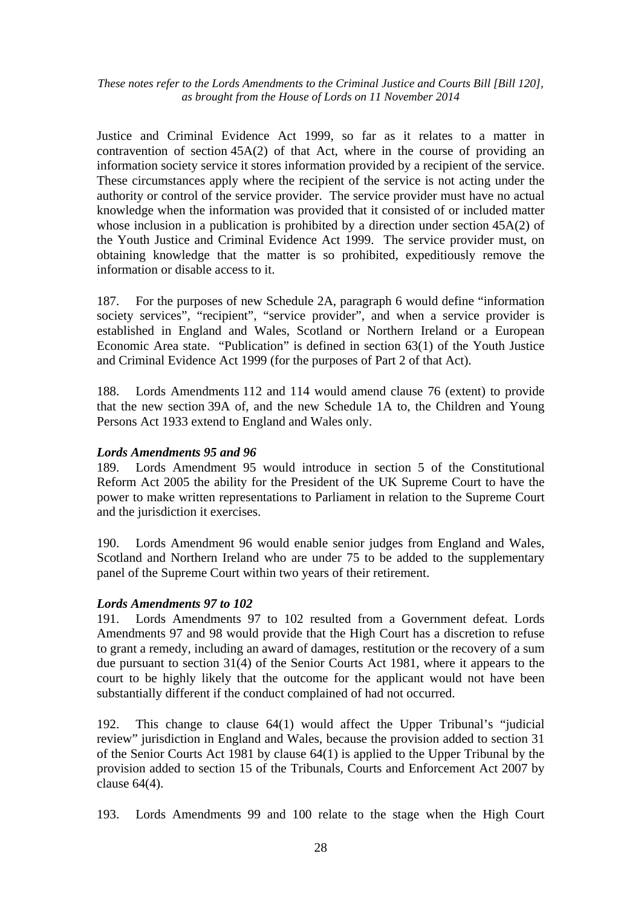Justice and Criminal Evidence Act 1999, so far as it relates to a matter in contravention of section 45A(2) of that Act, where in the course of providing an information society service it stores information provided by a recipient of the service. These circumstances apply where the recipient of the service is not acting under the authority or control of the service provider. The service provider must have no actual knowledge when the information was provided that it consisted of or included matter whose inclusion in a publication is prohibited by a direction under section 45A(2) of the Youth Justice and Criminal Evidence Act 1999. The service provider must, on obtaining knowledge that the matter is so prohibited, expeditiously remove the information or disable access to it.

187. For the purposes of new Schedule 2A, paragraph 6 would define "information society services", "recipient", "service provider", and when a service provider is established in England and Wales, Scotland or Northern Ireland or a European Economic Area state. "Publication" is defined in section 63(1) of the Youth Justice and Criminal Evidence Act 1999 (for the purposes of Part 2 of that Act).

188. Lords Amendments 112 and 114 would amend clause 76 (extent) to provide that the new section 39A of, and the new Schedule 1A to, the Children and Young Persons Act 1933 extend to England and Wales only.

***Lords Amendments 95 and 96***

189. Lords Amendment 95 would introduce in section 5 of the Constitutional Reform Act 2005 the ability for the President of the UK Supreme Court to have the power to make written representations to Parliament in relation to the Supreme Court and the jurisdiction it exercises.

190. Lords Amendment 96 would enable senior judges from England and Wales, Scotland and Northern Ireland who are under 75 to be added to the supplementary panel of the Supreme Court within two years of their retirement.

***Lords Amendments 97 to 102***

191. Lords Amendments 97 to 102 resulted from a Government defeat. Lords Amendments 97 and 98 would provide that the High Court has a discretion to refuse to grant a remedy, including an award of damages, restitution or the recovery of a sum due pursuant to section 31(4) of the Senior Courts Act 1981, where it appears to the court to be highly likely that the outcome for the applicant would not have been substantially different if the conduct complained of had not occurred.

192. This change to clause 64(1) would affect the Upper Tribunal's "judicial review" jurisdiction in England and Wales, because the provision added to section 31 of the Senior Courts Act 1981 by clause 64(1) is applied to the Upper Tribunal by the provision added to section 15 of the Tribunals, Courts and Enforcement Act 2007 by clause 64(4).

193. Lords Amendments 99 and 100 relate to the stage when the High Court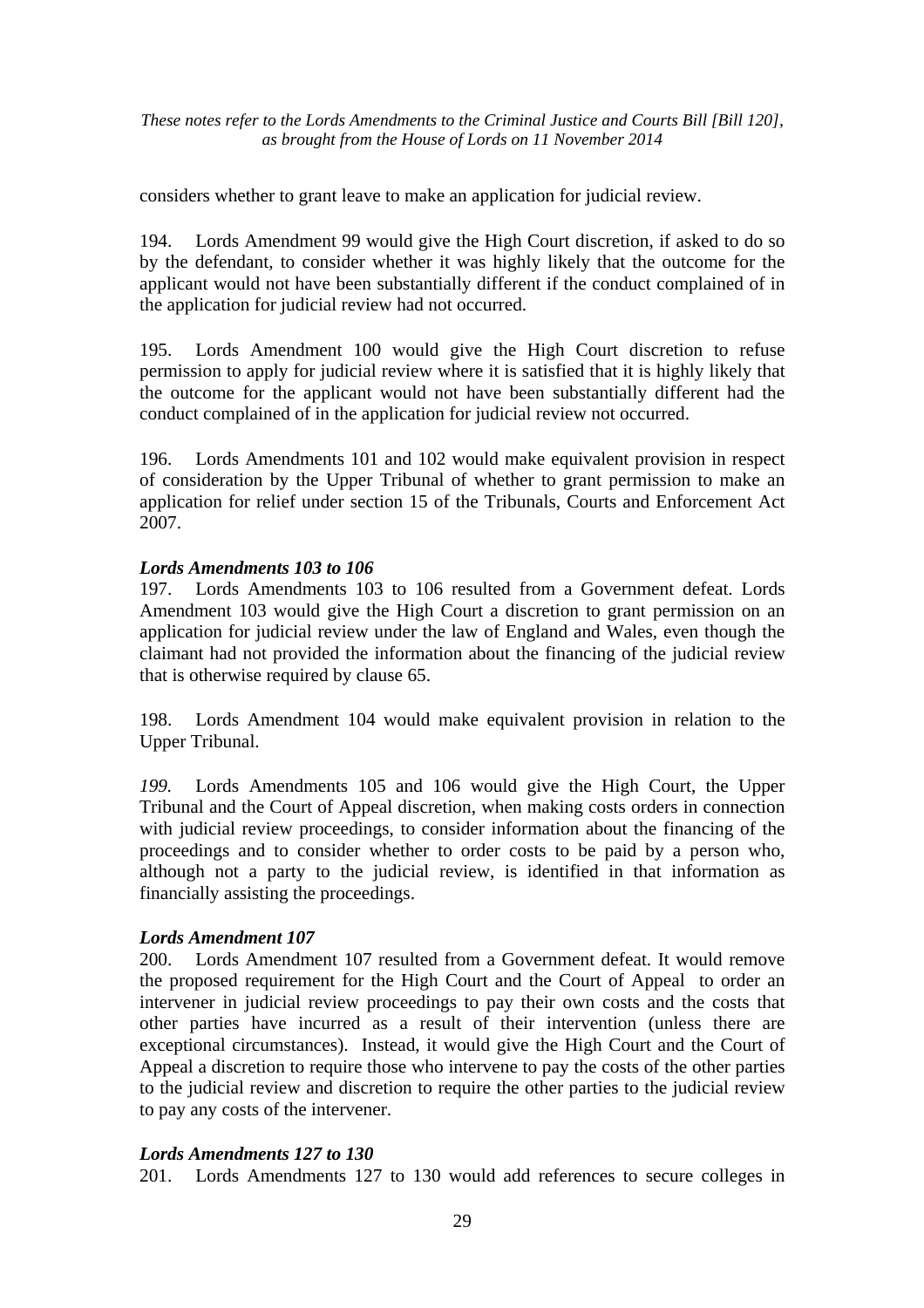considers whether to grant leave to make an application for judicial review.

194. Lords Amendment 99 would give the High Court discretion, if asked to do so by the defendant, to consider whether it was highly likely that the outcome for the applicant would not have been substantially different if the conduct complained of in the application for judicial review had not occurred.

195. Lords Amendment 100 would give the High Court discretion to refuse permission to apply for judicial review where it is satisfied that it is highly likely that the outcome for the applicant would not have been substantially different had the conduct complained of in the application for judicial review not occurred.

196. Lords Amendments 101 and 102 would make equivalent provision in respect of consideration by the Upper Tribunal of whether to grant permission to make an application for relief under section 15 of the Tribunals, Courts and Enforcement Act 2007.

### *Lords Amendments 103 to 106*

197. Lords Amendments 103 to 106 resulted from a Government defeat. Lords Amendment 103 would give the High Court a discretion to grant permission on an application for judicial review under the law of England and Wales, even though the claimant had not provided the information about the financing of the judicial review that is otherwise required by clause 65.

198. Lords Amendment 104 would make equivalent provision in relation to the Upper Tribunal.

*199.* Lords Amendments 105 and 106 would give the High Court, the Upper Tribunal and the Court of Appeal discretion, when making costs orders in connection with judicial review proceedings, to consider information about the financing of the proceedings and to consider whether to order costs to be paid by a person who, although not a party to the judicial review, is identified in that information as financially assisting the proceedings.

### *Lords Amendment 107*

200. Lords Amendment 107 resulted from a Government defeat. It would remove the proposed requirement for the High Court and the Court of Appeal to order an intervener in judicial review proceedings to pay their own costs and the costs that other parties have incurred as a result of their intervention (unless there are exceptional circumstances). Instead, it would give the High Court and the Court of Appeal a discretion to require those who intervene to pay the costs of the other parties to the judicial review and discretion to require the other parties to the judicial review to pay any costs of the intervener.

### *Lords Amendments 127 to 130*

201. Lords Amendments 127 to 130 would add references to secure colleges in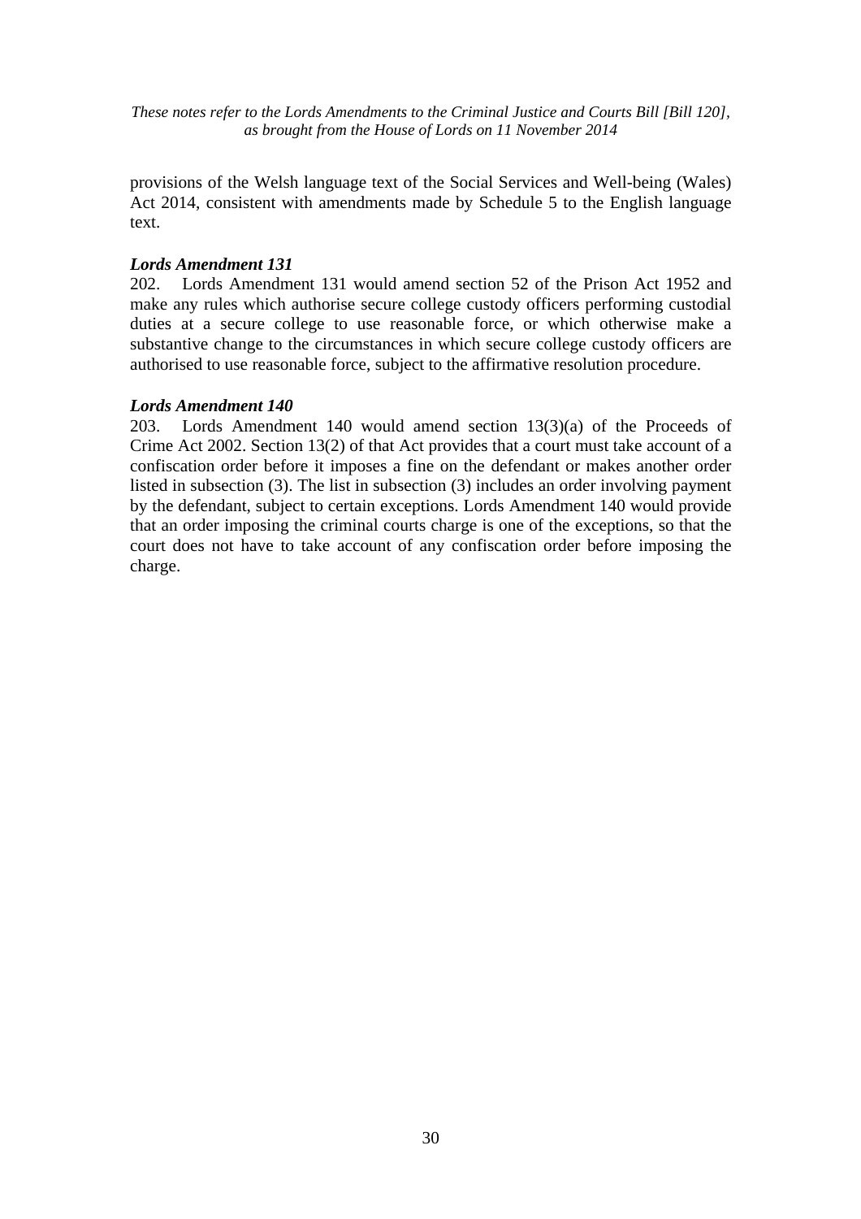provisions of the Welsh language text of the Social Services and Well-being (Wales) Act 2014, consistent with amendments made by Schedule 5 to the English language text.

***Lords Amendment 131***

202. Lords Amendment 131 would amend section 52 of the Prison Act 1952 and make any rules which authorise secure college custody officers performing custodial duties at a secure college to use reasonable force, or which otherwise make a substantive change to the circumstances in which secure college custody officers are authorised to use reasonable force, subject to the affirmative resolution procedure.

***Lords Amendment 140***

203. Lords Amendment 140 would amend section 13(3)(a) of the Proceeds of Crime Act 2002. Section 13(2) of that Act provides that a court must take account of a confiscation order before it imposes a fine on the defendant or makes another order listed in subsection (3). The list in subsection (3) includes an order involving payment by the defendant, subject to certain exceptions. Lords Amendment 140 would provide that an order imposing the criminal courts charge is one of the exceptions, so that the court does not have to take account of any confiscation order before imposing the charge.